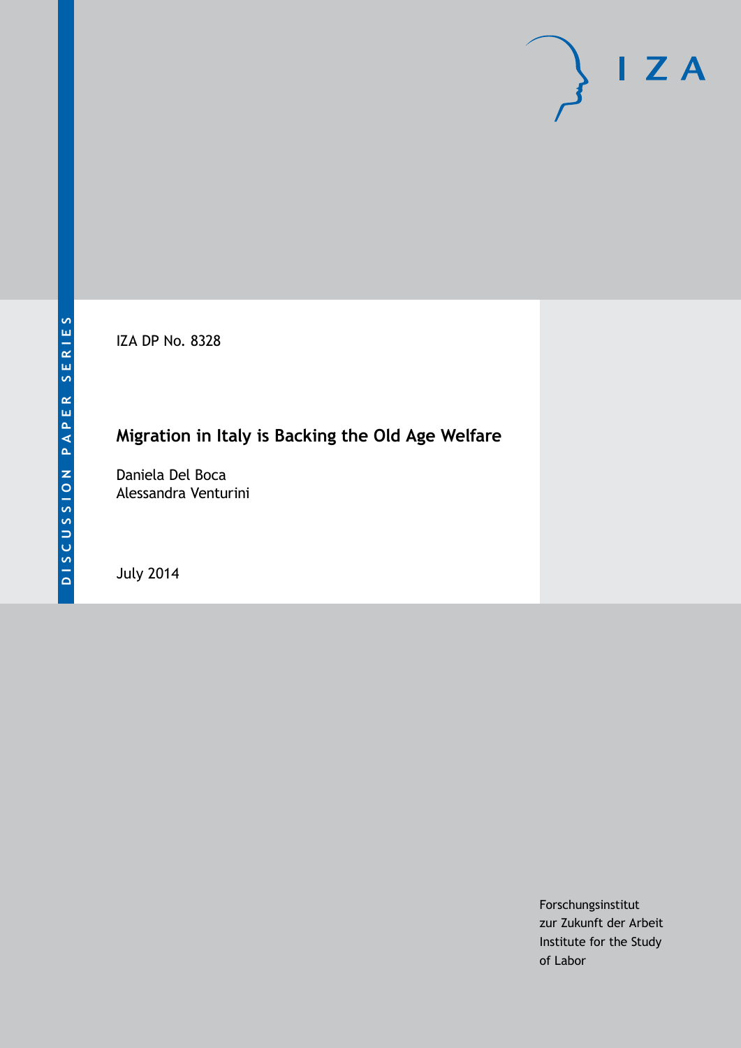DISCUSSION PAPER SERIES

IZA DP No. 8328

# Migration in Italy is Backing the Old Age Welfare

Daniela Del Boca
Alessandra Venturini

July 2014

Forschungsinstitut
zur Zukunft der Arbeit
Institute for the Study
of Labor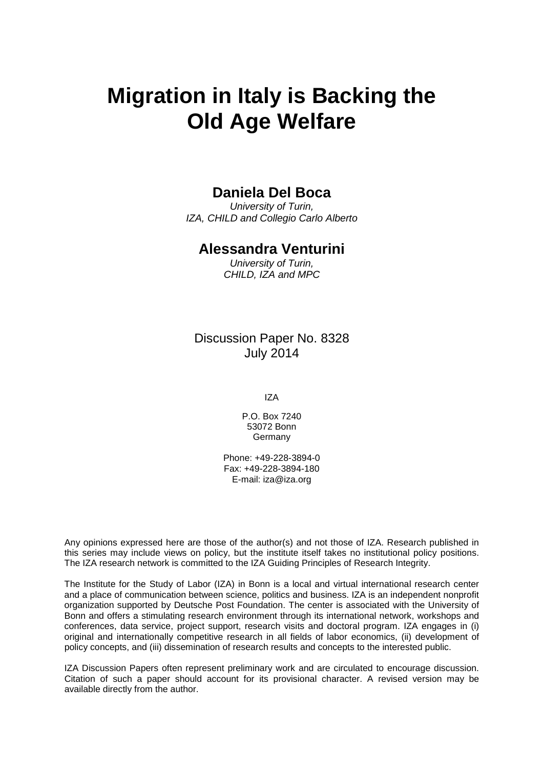# Migration in Italy is Backing the Old Age Welfare

## Daniela Del Boca

*University of Turin,*
*IZA, CHILD and Collegio Carlo Alberto*

## Alessandra Venturini

*University of Turin,*
*CHILD, IZA and MPC*

Discussion Paper No. 8328
July 2014

IZA

P.O. Box 7240
53072 Bonn
Germany

Phone: +49-228-3894-0
Fax: +49-228-3894-180
E-mail: iza@iza.org

Any opinions expressed here are those of the author(s) and not those of IZA. Research published in this series may include views on policy, but the institute itself takes no institutional policy positions. The IZA research network is committed to the IZA Guiding Principles of Research Integrity.

The Institute for the Study of Labor (IZA) in Bonn is a local and virtual international research center and a place of communication between science, politics and business. IZA is an independent nonprofit organization supported by Deutsche Post Foundation. The center is associated with the University of Bonn and offers a stimulating research environment through its international network, workshops and conferences, data service, project support, research visits and doctoral program. IZA engages in (i) original and internationally competitive research in all fields of labor economics, (ii) development of policy concepts, and (iii) dissemination of research results and concepts to the interested public.

IZA Discussion Papers often represent preliminary work and are circulated to encourage discussion. Citation of such a paper should account for its provisional character. A revised version may be available directly from the author.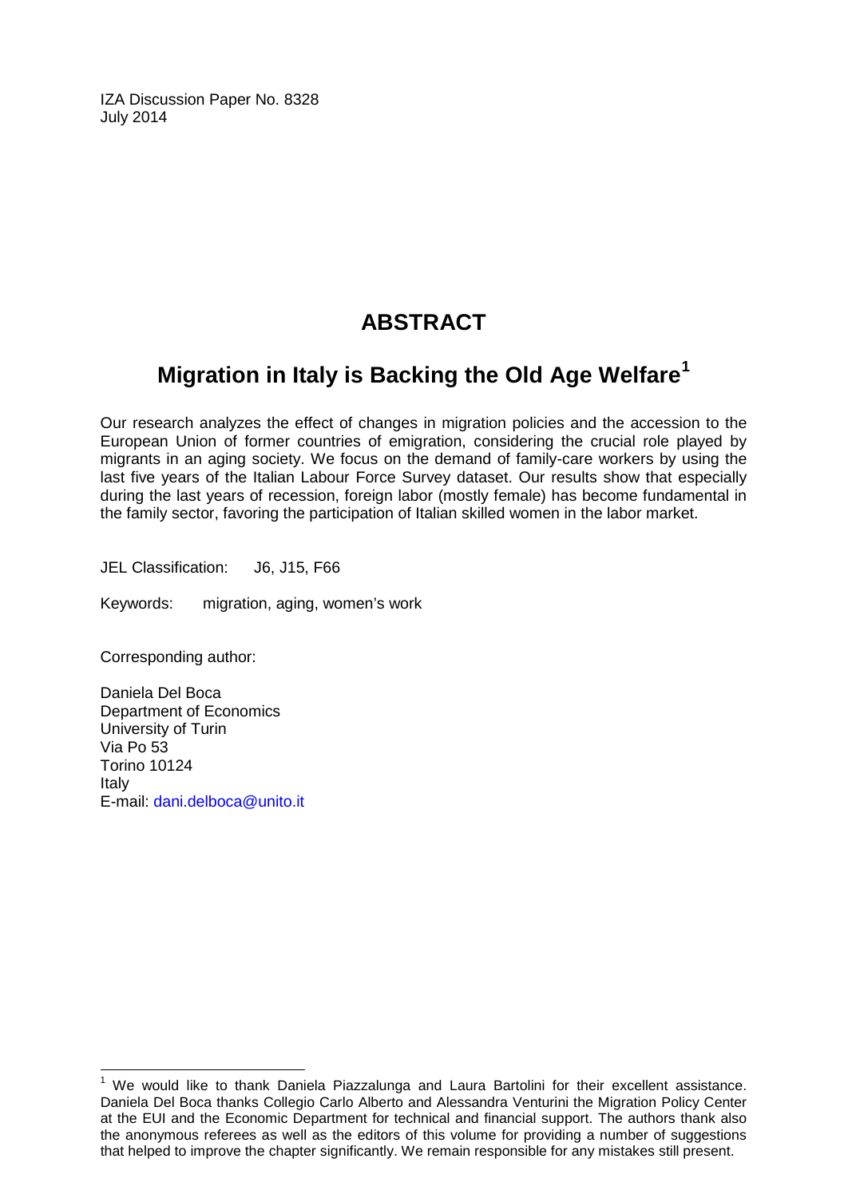IZA Discussion Paper No. 8328
July 2014

# ABSTRACT

## Migration in Italy is Backing the Old Age Welfare[1]

Our research analyzes the effect of changes in migration policies and the accession to the European Union of former countries of emigration, considering the crucial role played by migrants in an aging society. We focus on the demand of family-care workers by using the last five years of the Italian Labour Force Survey dataset. Our results show that especially during the last years of recession, foreign labor (mostly female) has become fundamental in the family sector, favoring the participation of Italian skilled women in the labor market.

JEL Classification: J6, J15, F66

Keywords: migration, aging, women's work

Corresponding author:

Daniela Del Boca
Department of Economics
University of Turin
Via Po 53
Torino 10124
Italy
E-mail: dani.delboca@unito.it

---

[1] We would like to thank Daniela Piazzalunga and Laura Bartolini for their excellent assistance. Daniela Del Boca thanks Collegio Carlo Alberto and Alessandra Venturini the Migration Policy Center at the EUI and the Economic Department for technical and financial support. The authors thank also the anonymous referees as well as the editors of this volume for providing a number of suggestions that helped to improve the chapter significantly. We remain responsible for any mistakes still present.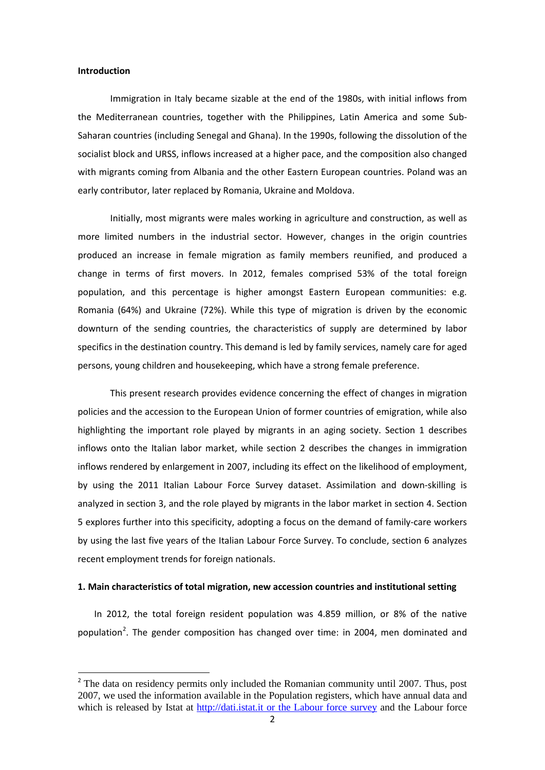**Introduction**

Immigration in Italy became sizable at the end of the 1980s, with initial inflows from the Mediterranean countries, together with the Philippines, Latin America and some Sub-Saharan countries (including Senegal and Ghana). In the 1990s, following the dissolution of the socialist block and URSS, inflows increased at a higher pace, and the composition also changed with migrants coming from Albania and the other Eastern European countries. Poland was an early contributor, later replaced by Romania, Ukraine and Moldova.

Initially, most migrants were males working in agriculture and construction, as well as more limited numbers in the industrial sector. However, changes in the origin countries produced an increase in female migration as family members reunified, and produced a change in terms of first movers. In 2012, females comprised 53% of the total foreign population, and this percentage is higher amongst Eastern European communities: e.g. Romania (64%) and Ukraine (72%). While this type of migration is driven by the economic downturn of the sending countries, the characteristics of supply are determined by labor specifics in the destination country. This demand is led by family services, namely care for aged persons, young children and housekeeping, which have a strong female preference.

This present research provides evidence concerning the effect of changes in migration policies and the accession to the European Union of former countries of emigration, while also highlighting the important role played by migrants in an aging society. Section 1 describes inflows onto the Italian labor market, while section 2 describes the changes in immigration inflows rendered by enlargement in 2007, including its effect on the likelihood of employment, by using the 2011 Italian Labour Force Survey dataset. Assimilation and down-skilling is analyzed in section 3, and the role played by migrants in the labor market in section 4. Section 5 explores further into this specificity, adopting a focus on the demand of family-care workers by using the last five years of the Italian Labour Force Survey. To conclude, section 6 analyzes recent employment trends for foreign nationals.

**1. Main characteristics of total migration, new accession countries and institutional setting**

In 2012, the total foreign resident population was 4.859 million, or 8% of the native population[2]. The gender composition has changed over time: in 2004, men dominated and

[2] The data on residency permits only included the Romanian community until 2007. Thus, post 2007, we used the information available in the Population registers, which have annual data and which is released by Istat at http://dati.istat.it or the Labour force survey and the Labour force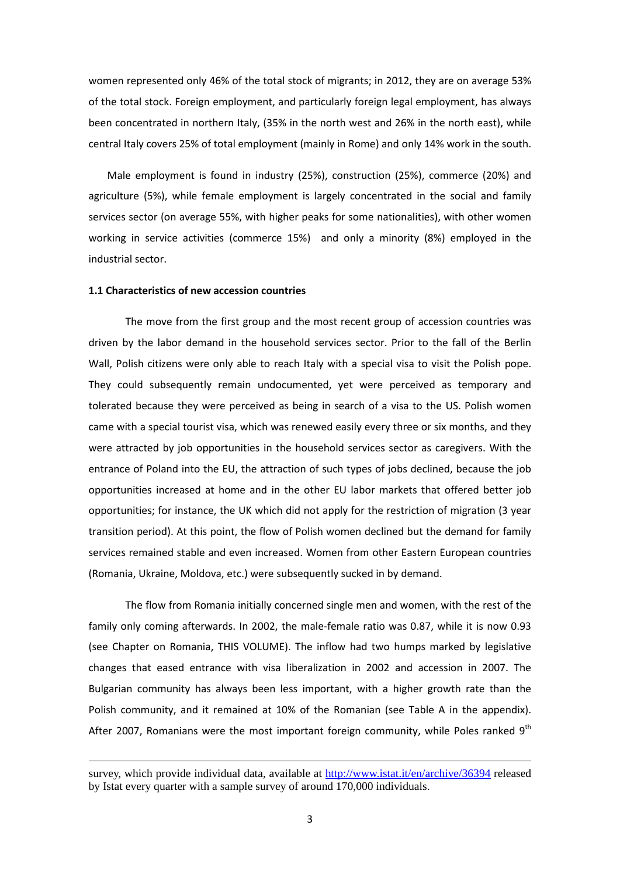women represented only 46% of the total stock of migrants; in 2012, they are on average 53% of the total stock. Foreign employment, and particularly foreign legal employment, has always been concentrated in northern Italy, (35% in the north west and 26% in the north east), while central Italy covers 25% of total employment (mainly in Rome) and only 14% work in the south.

Male employment is found in industry (25%), construction (25%), commerce (20%) and agriculture (5%), while female employment is largely concentrated in the social and family services sector (on average 55%, with higher peaks for some nationalities), with other women working in service activities (commerce 15%) and only a minority (8%) employed in the industrial sector.

**1.1 Characteristics of new accession countries**

The move from the first group and the most recent group of accession countries was driven by the labor demand in the household services sector. Prior to the fall of the Berlin Wall, Polish citizens were only able to reach Italy with a special visa to visit the Polish pope. They could subsequently remain undocumented, yet were perceived as temporary and tolerated because they were perceived as being in search of a visa to the US. Polish women came with a special tourist visa, which was renewed easily every three or six months, and they were attracted by job opportunities in the household services sector as caregivers. With the entrance of Poland into the EU, the attraction of such types of jobs declined, because the job opportunities increased at home and in the other EU labor markets that offered better job opportunities; for instance, the UK which did not apply for the restriction of migration (3 year transition period). At this point, the flow of Polish women declined but the demand for family services remained stable and even increased. Women from other Eastern European countries (Romania, Ukraine, Moldova, etc.) were subsequently sucked in by demand.

The flow from Romania initially concerned single men and women, with the rest of the family only coming afterwards. In 2002, the male-female ratio was 0.87, while it is now 0.93 (see Chapter on Romania, THIS VOLUME). The inflow had two humps marked by legislative changes that eased entrance with visa liberalization in 2002 and accession in 2007. The Bulgarian community has always been less important, with a higher growth rate than the Polish community, and it remained at 10% of the Romanian (see Table A in the appendix). After 2007, Romanians were the most important foreign community, while Poles ranked 9th

survey, which provide individual data, available at http://www.istat.it/en/archive/36394 released by Istat every quarter with a sample survey of around 170,000 individuals.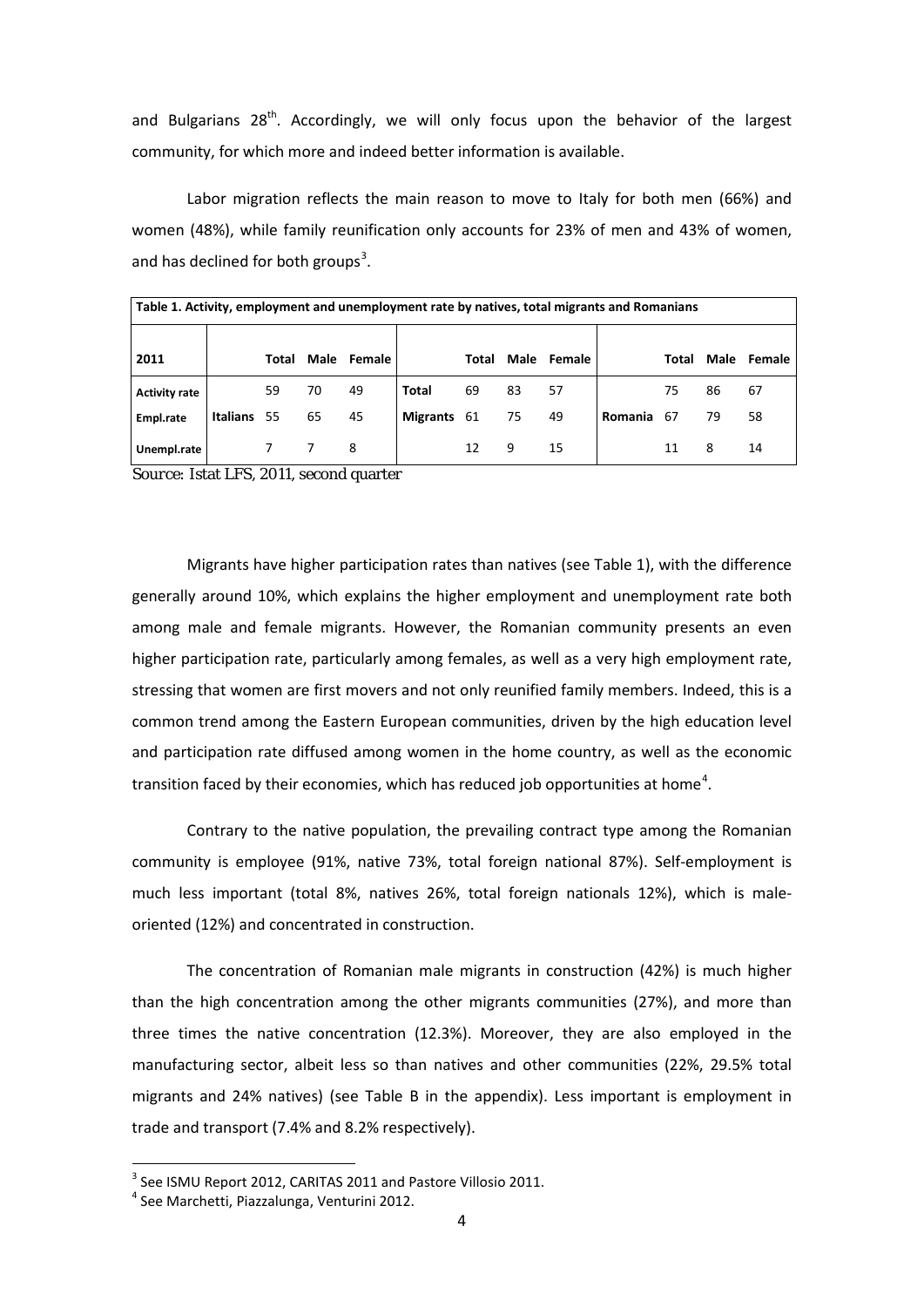and Bulgarians 28[th]. Accordingly, we will only focus upon the behavior of the largest community, for which more and indeed better information is available.

Labor migration reflects the main reason to move to Italy for both men (66%) and women (48%), while family reunification only accounts for 23% of men and 43% of women, and has declined for both groups[3].

| **Table 1. Activity, employment and unemployment rate by natives, total migrants and Romanians** | | | | | | | | | | | | |
|---|---|---|---|---|---|---|---|---|---|---|---|---|
| **2011** | | **Total** | **Male** | **Female** | | **Total** | **Male** | **Female** | | **Total** | **Male** | **Female** |
| **Activity rate** | | 59 | 70 | 49 | **Total** | 69 | 83 | 57 | | 75 | 86 | 67 |
| **Empl.rate** | **Italians** | 55 | 65 | 45 | **Migrants** | 61 | 75 | 49 | **Romania** | 67 | 79 | 58 |
| **Unempl.rate** | | 7 | 7 | 8 | | 12 | 9 | 15 | | 11 | 8 | 14 |

Source: Istat LFS, 2011, second quarter

Migrants have higher participation rates than natives (see Table 1), with the difference generally around 10%, which explains the higher employment and unemployment rate both among male and female migrants. However, the Romanian community presents an even higher participation rate, particularly among females, as well as a very high employment rate, stressing that women are first movers and not only reunified family members. Indeed, this is a common trend among the Eastern European communities, driven by the high education level and participation rate diffused among women in the home country, as well as the economic transition faced by their economies, which has reduced job opportunities at home[4].

Contrary to the native population, the prevailing contract type among the Romanian community is employee (91%, native 73%, total foreign national 87%). Self-employment is much less important (total 8%, natives 26%, total foreign nationals 12%), which is male-oriented (12%) and concentrated in construction.

The concentration of Romanian male migrants in construction (42%) is much higher than the high concentration among the other migrants communities (27%), and more than three times the native concentration (12.3%). Moreover, they are also employed in the manufacturing sector, albeit less so than natives and other communities (22%, 29.5% total migrants and 24% natives) (see Table B in the appendix). Less important is employment in trade and transport (7.4% and 8.2% respectively).

[3] See ISMU Report 2012, CARITAS 2011 and Pastore Villosio 2011.

[4] See Marchetti, Piazzalunga, Venturini 2012.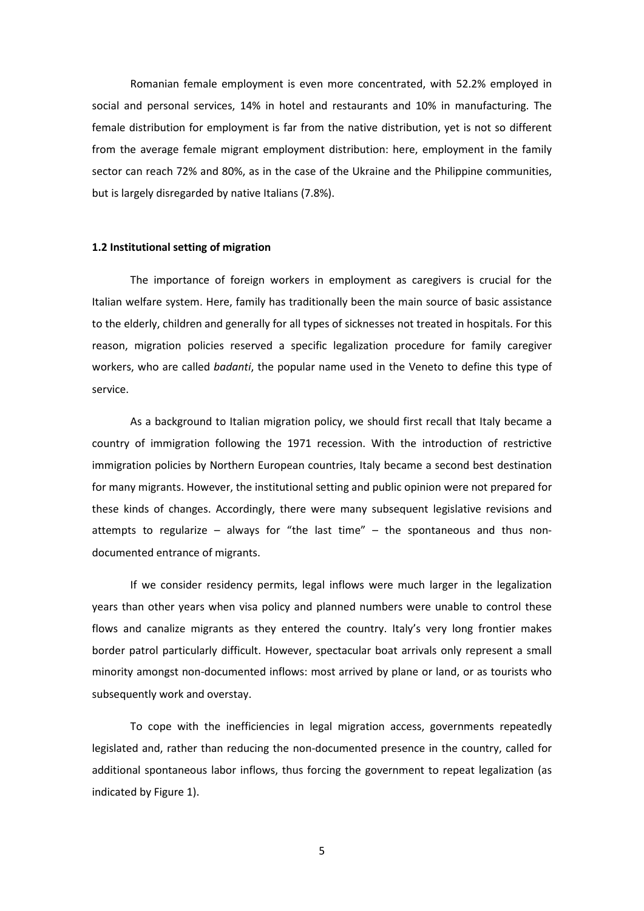Romanian female employment is even more concentrated, with 52.2% employed in social and personal services, 14% in hotel and restaurants and 10% in manufacturing. The female distribution for employment is far from the native distribution, yet is not so different from the average female migrant employment distribution: here, employment in the family sector can reach 72% and 80%, as in the case of the Ukraine and the Philippine communities, but is largely disregarded by native Italians (7.8%).

### 1.2 Institutional setting of migration

The importance of foreign workers in employment as caregivers is crucial for the Italian welfare system. Here, family has traditionally been the main source of basic assistance to the elderly, children and generally for all types of sicknesses not treated in hospitals. For this reason, migration policies reserved a specific legalization procedure for family caregiver workers, who are called *badanti*, the popular name used in the Veneto to define this type of service.

As a background to Italian migration policy, we should first recall that Italy became a country of immigration following the 1971 recession. With the introduction of restrictive immigration policies by Northern European countries, Italy became a second best destination for many migrants. However, the institutional setting and public opinion were not prepared for these kinds of changes. Accordingly, there were many subsequent legislative revisions and attempts to regularize – always for "the last time" – the spontaneous and thus non-documented entrance of migrants.

If we consider residency permits, legal inflows were much larger in the legalization years than other years when visa policy and planned numbers were unable to control these flows and canalize migrants as they entered the country. Italy's very long frontier makes border patrol particularly difficult. However, spectacular boat arrivals only represent a small minority amongst non-documented inflows: most arrived by plane or land, or as tourists who subsequently work and overstay.

To cope with the inefficiencies in legal migration access, governments repeatedly legislated and, rather than reducing the non-documented presence in the country, called for additional spontaneous labor inflows, thus forcing the government to repeat legalization (as indicated by Figure 1).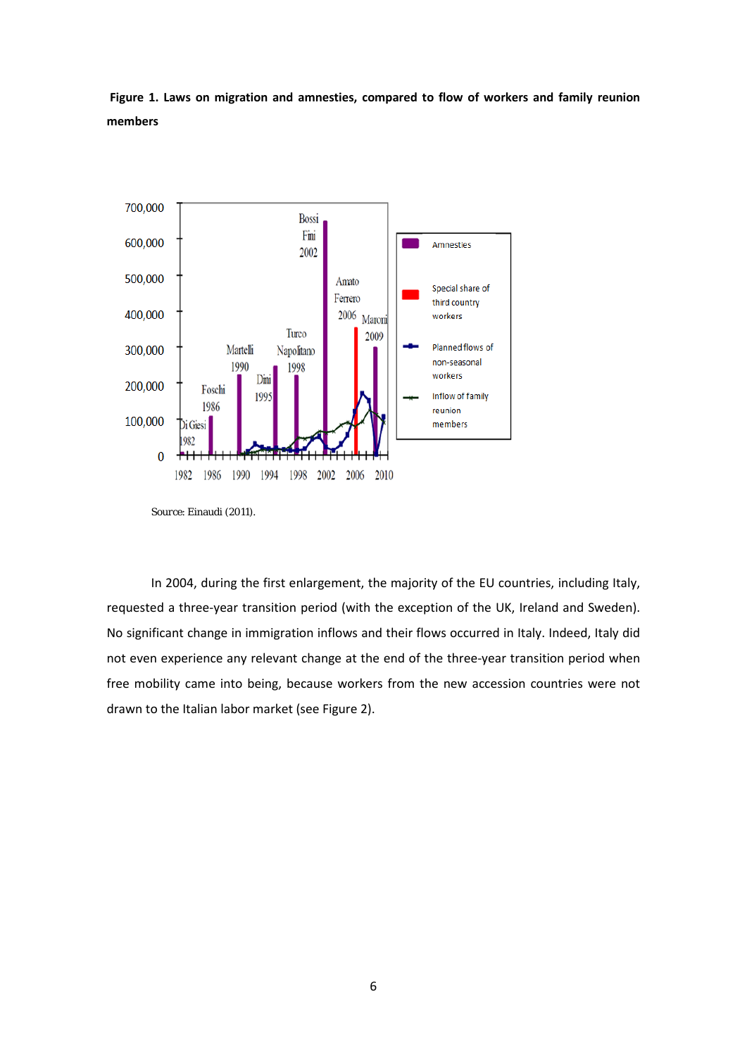**Figure 1. Laws on migration and amnesties, compared to flow of workers and family reunion members**

Source: Einaudi (2011).

In 2004, during the first enlargement, the majority of the EU countries, including Italy, requested a three-year transition period (with the exception of the UK, Ireland and Sweden). No significant change in immigration inflows and their flows occurred in Italy. Indeed, Italy did not even experience any relevant change at the end of the three-year transition period when free mobility came into being, because workers from the new accession countries were not drawn to the Italian labor market (see Figure 2).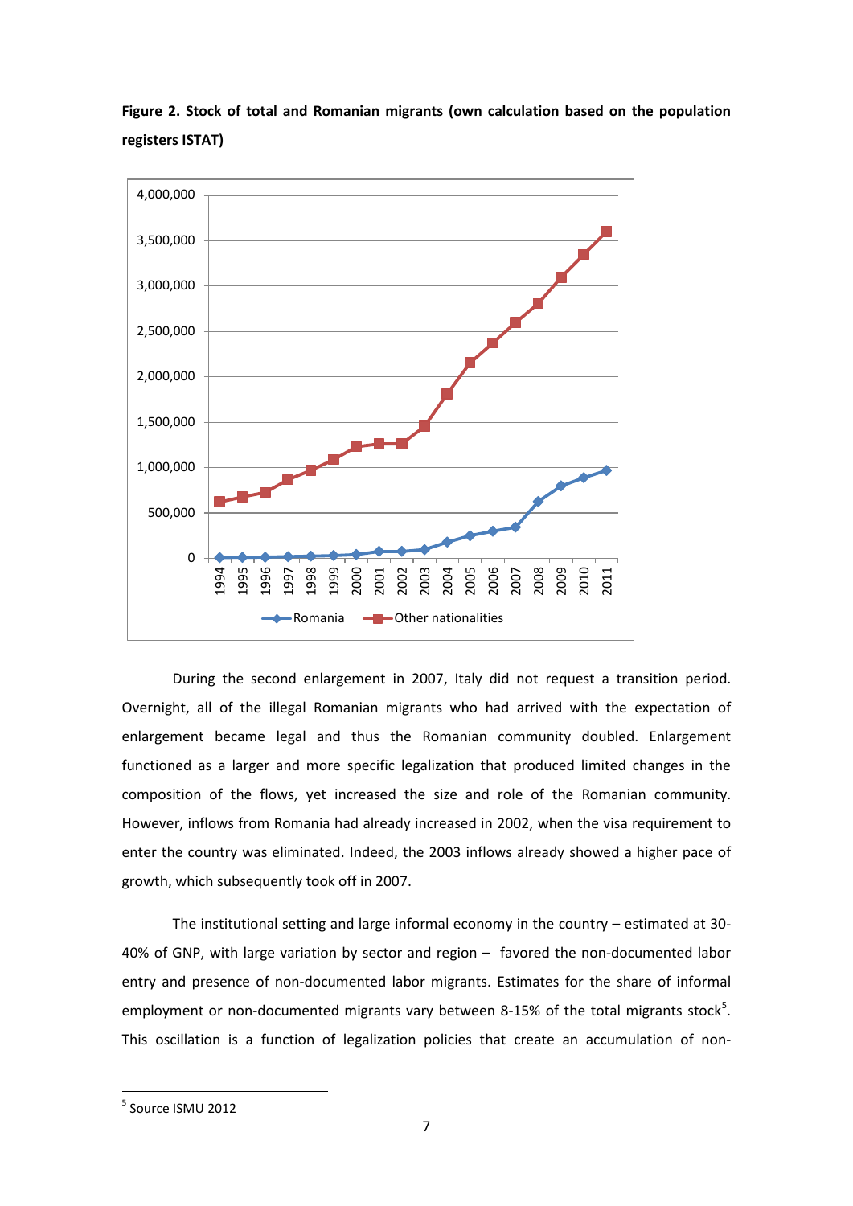**Figure 2. Stock of total and Romanian migrants (own calculation based on the population registers ISTAT)**

During the second enlargement in 2007, Italy did not request a transition period. Overnight, all of the illegal Romanian migrants who had arrived with the expectation of enlargement became legal and thus the Romanian community doubled. Enlargement functioned as a larger and more specific legalization that produced limited changes in the composition of the flows, yet increased the size and role of the Romanian community. However, inflows from Romania had already increased in 2002, when the visa requirement to enter the country was eliminated. Indeed, the 2003 inflows already showed a higher pace of growth, which subsequently took off in 2007.

The institutional setting and large informal economy in the country – estimated at 30-40% of GNP, with large variation by sector and region – favored the non-documented labor entry and presence of non-documented labor migrants. Estimates for the share of informal employment or non-documented migrants vary between 8-15% of the total migrants stock[5]. This oscillation is a function of legalization policies that create an accumulation of non-

[5] Source ISMU 2012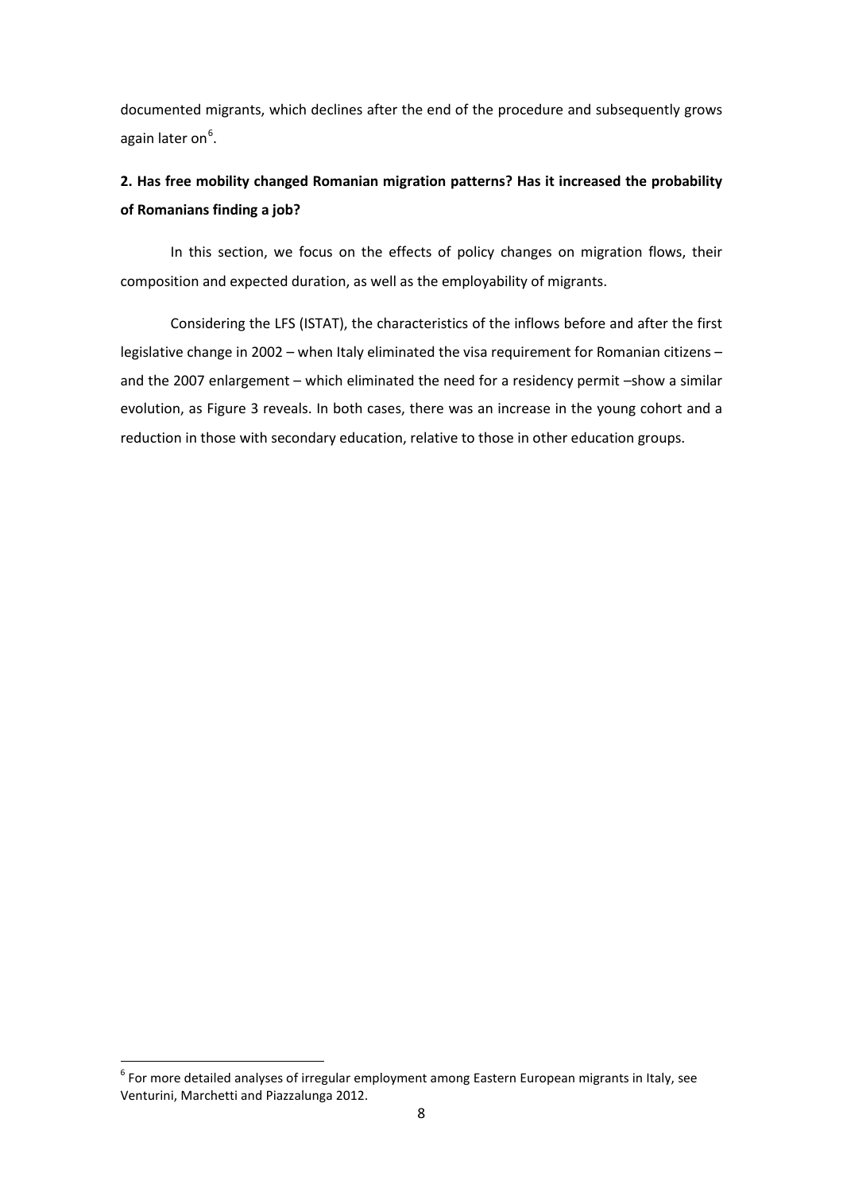documented migrants, which declines after the end of the procedure and subsequently grows again later on[6].

## 2. Has free mobility changed Romanian migration patterns? Has it increased the probability of Romanians finding a job?

In this section, we focus on the effects of policy changes on migration flows, their composition and expected duration, as well as the employability of migrants.

Considering the LFS (ISTAT), the characteristics of the inflows before and after the first legislative change in 2002 – when Italy eliminated the visa requirement for Romanian citizens – and the 2007 enlargement – which eliminated the need for a residency permit –show a similar evolution, as Figure 3 reveals. In both cases, there was an increase in the young cohort and a reduction in those with secondary education, relative to those in other education groups.

[6] For more detailed analyses of irregular employment among Eastern European migrants in Italy, see Venturini, Marchetti and Piazzalunga 2012.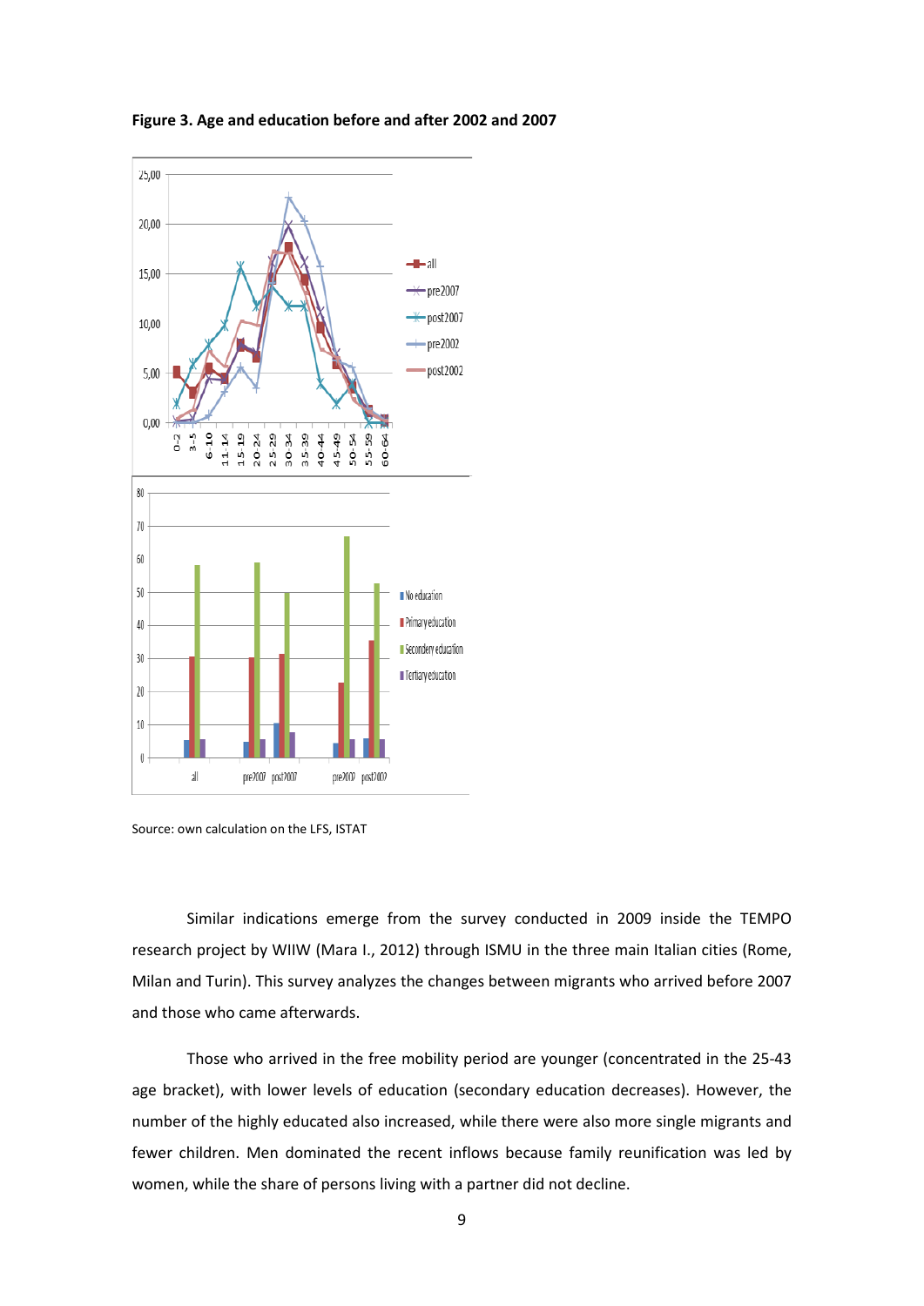**Figure 3. Age and education before and after 2002 and 2007**

Source: own calculation on the LFS, ISTAT

Similar indications emerge from the survey conducted in 2009 inside the TEMPO research project by WIIW (Mara I., 2012) through ISMU in the three main Italian cities (Rome, Milan and Turin). This survey analyzes the changes between migrants who arrived before 2007 and those who came afterwards.

Those who arrived in the free mobility period are younger (concentrated in the 25-43 age bracket), with lower levels of education (secondary education decreases). However, the number of the highly educated also increased, while there were also more single migrants and fewer children. Men dominated the recent inflows because family reunification was led by women, while the share of persons living with a partner did not decline.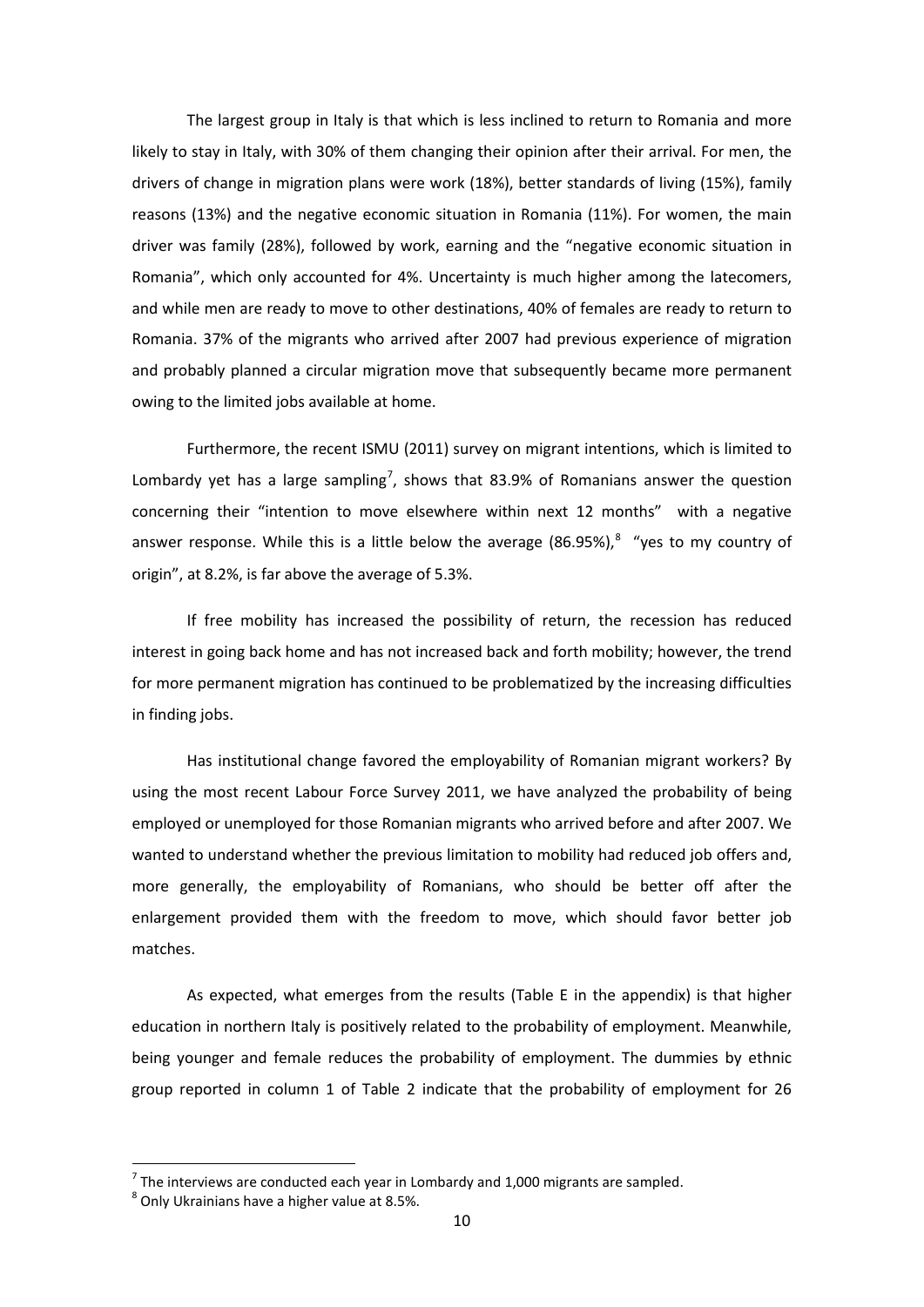The largest group in Italy is that which is less inclined to return to Romania and more likely to stay in Italy, with 30% of them changing their opinion after their arrival. For men, the drivers of change in migration plans were work (18%), better standards of living (15%), family reasons (13%) and the negative economic situation in Romania (11%). For women, the main driver was family (28%), followed by work, earning and the "negative economic situation in Romania", which only accounted for 4%. Uncertainty is much higher among the latecomers, and while men are ready to move to other destinations, 40% of females are ready to return to Romania. 37% of the migrants who arrived after 2007 had previous experience of migration and probably planned a circular migration move that subsequently became more permanent owing to the limited jobs available at home.

Furthermore, the recent ISMU (2011) survey on migrant intentions, which is limited to Lombardy yet has a large sampling[7], shows that 83.9% of Romanians answer the question concerning their "intention to move elsewhere within next 12 months" with a negative answer response. While this is a little below the average (86.95%),[8] "yes to my country of origin", at 8.2%, is far above the average of 5.3%.

If free mobility has increased the possibility of return, the recession has reduced interest in going back home and has not increased back and forth mobility; however, the trend for more permanent migration has continued to be problematized by the increasing difficulties in finding jobs.

Has institutional change favored the employability of Romanian migrant workers? By using the most recent Labour Force Survey 2011, we have analyzed the probability of being employed or unemployed for those Romanian migrants who arrived before and after 2007. We wanted to understand whether the previous limitation to mobility had reduced job offers and, more generally, the employability of Romanians, who should be better off after the enlargement provided them with the freedom to move, which should favor better job matches.

As expected, what emerges from the results (Table E in the appendix) is that higher education in northern Italy is positively related to the probability of employment. Meanwhile, being younger and female reduces the probability of employment. The dummies by ethnic group reported in column 1 of Table 2 indicate that the probability of employment for 26

---

[7] The interviews are conducted each year in Lombardy and 1,000 migrants are sampled.

[8] Only Ukrainians have a higher value at 8.5%.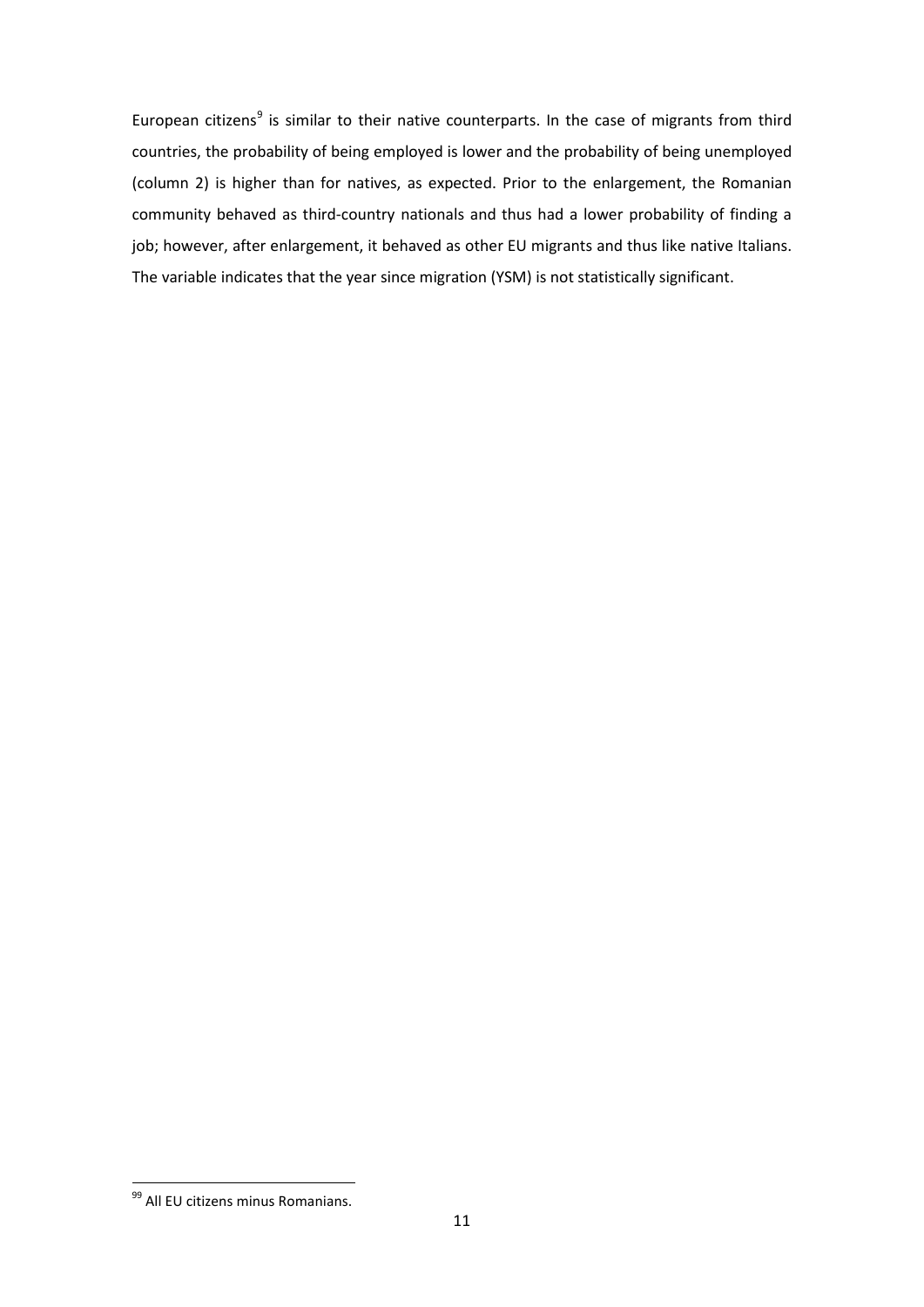European citizens[9] is similar to their native counterparts. In the case of migrants from third countries, the probability of being employed is lower and the probability of being unemployed (column 2) is higher than for natives, as expected. Prior to the enlargement, the Romanian community behaved as third-country nationals and thus had a lower probability of finding a job; however, after enlargement, it behaved as other EU migrants and thus like native Italians. The variable indicates that the year since migration (YSM) is not statistically significant.

---

[99] All EU citizens minus Romanians.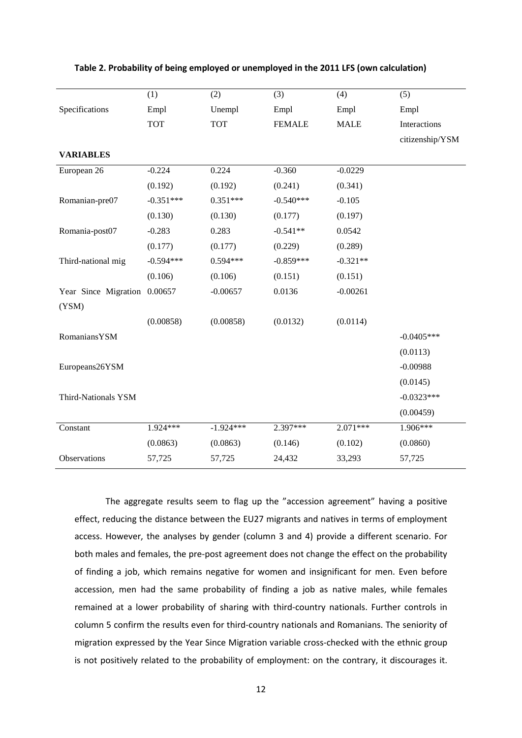**Table 2. Probability of being employed or unemployed in the 2011 LFS (own calculation)**

| | (1) | (2) | (3) | (4) | (5) |
|---|---|---|---|---|---|
| Specifications | Empl | Unempl | Empl | Empl | Empl |
| | TOT | TOT | FEMALE | MALE | Interactions citizenship/YSM |
| **VARIABLES** | | | | | |
| European 26 | -0.224 | 0.224 | -0.360 | -0.0229 | |
| | (0.192) | (0.192) | (0.241) | (0.341) | |
| Romanian-pre07 | -0.351*** | 0.351*** | -0.540*** | -0.105 | |
| | (0.130) | (0.130) | (0.177) | (0.197) | |
| Romania-post07 | -0.283 | 0.283 | -0.541** | 0.0542 | |
| | (0.177) | (0.177) | (0.229) | (0.289) | |
| Third-national mig | -0.594*** | 0.594*** | -0.859*** | -0.321** | |
| | (0.106) | (0.106) | (0.151) | (0.151) | |
| Year Since Migration (YSM) | 0.00657 | -0.00657 | 0.0136 | -0.00261 | |
| | (0.00858) | (0.00858) | (0.0132) | (0.0114) | |
| RomaniansYSM | | | | | -0.0405*** |
| | | | | | (0.0113) |
| Europeans26YSM | | | | | -0.00988 |
| | | | | | (0.0145) |
| Third-Nationals YSM | | | | | -0.0323*** |
| | | | | | (0.00459) |
| Constant | 1.924*** | -1.924*** | 2.397*** | 2.071*** | 1.906*** |
| | (0.0863) | (0.0863) | (0.146) | (0.102) | (0.0860) |
| Observations | 57,725 | 57,725 | 24,432 | 33,293 | 57,725 |

The aggregate results seem to flag up the "accession agreement" having a positive effect, reducing the distance between the EU27 migrants and natives in terms of employment access. However, the analyses by gender (column 3 and 4) provide a different scenario. For both males and females, the pre-post agreement does not change the effect on the probability of finding a job, which remains negative for women and insignificant for men. Even before accession, men had the same probability of finding a job as native males, while females remained at a lower probability of sharing with third-country nationals. Further controls in column 5 confirm the results even for third-country nationals and Romanians. The seniority of migration expressed by the Year Since Migration variable cross-checked with the ethnic group is not positively related to the probability of employment: on the contrary, it discourages it.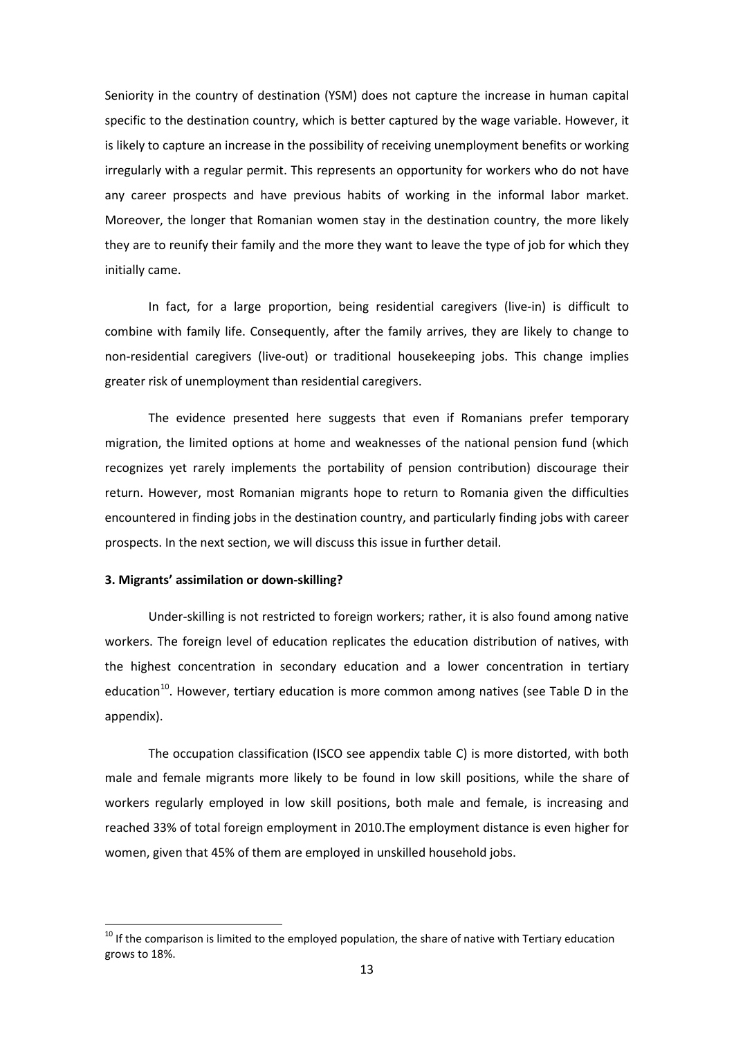Seniority in the country of destination (YSM) does not capture the increase in human capital specific to the destination country, which is better captured by the wage variable. However, it is likely to capture an increase in the possibility of receiving unemployment benefits or working irregularly with a regular permit. This represents an opportunity for workers who do not have any career prospects and have previous habits of working in the informal labor market. Moreover, the longer that Romanian women stay in the destination country, the more likely they are to reunify their family and the more they want to leave the type of job for which they initially came.

In fact, for a large proportion, being residential caregivers (live-in) is difficult to combine with family life. Consequently, after the family arrives, they are likely to change to non-residential caregivers (live-out) or traditional housekeeping jobs. This change implies greater risk of unemployment than residential caregivers.

The evidence presented here suggests that even if Romanians prefer temporary migration, the limited options at home and weaknesses of the national pension fund (which recognizes yet rarely implements the portability of pension contribution) discourage their return. However, most Romanian migrants hope to return to Romania given the difficulties encountered in finding jobs in the destination country, and particularly finding jobs with career prospects. In the next section, we will discuss this issue in further detail.

### 3. Migrants' assimilation or down-skilling?

Under-skilling is not restricted to foreign workers; rather, it is also found among native workers. The foreign level of education replicates the education distribution of natives, with the highest concentration in secondary education and a lower concentration in tertiary education[10]. However, tertiary education is more common among natives (see Table D in the appendix).

The occupation classification (ISCO see appendix table C) is more distorted, with both male and female migrants more likely to be found in low skill positions, while the share of workers regularly employed in low skill positions, both male and female, is increasing and reached 33% of total foreign employment in 2010.The employment distance is even higher for women, given that 45% of them are employed in unskilled household jobs.

[10] If the comparison is limited to the employed population, the share of native with Tertiary education grows to 18%.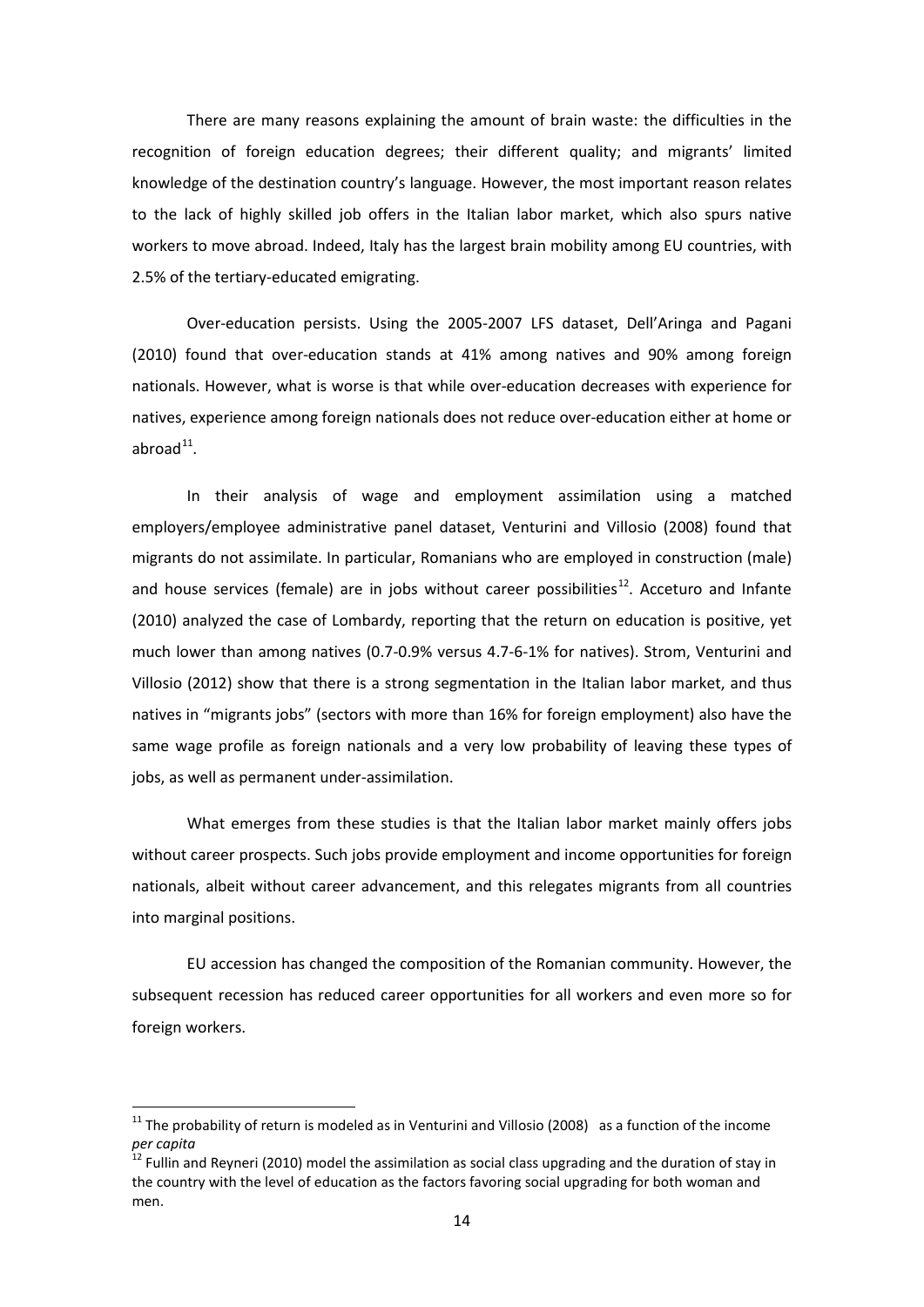There are many reasons explaining the amount of brain waste: the difficulties in the recognition of foreign education degrees; their different quality; and migrants' limited knowledge of the destination country's language. However, the most important reason relates to the lack of highly skilled job offers in the Italian labor market, which also spurs native workers to move abroad. Indeed, Italy has the largest brain mobility among EU countries, with 2.5% of the tertiary-educated emigrating.

Over-education persists. Using the 2005-2007 LFS dataset, Dell'Aringa and Pagani (2010) found that over-education stands at 41% among natives and 90% among foreign nationals. However, what is worse is that while over-education decreases with experience for natives, experience among foreign nationals does not reduce over-education either at home or abroad[11].

In their analysis of wage and employment assimilation using a matched employers/employee administrative panel dataset, Venturini and Villosio (2008) found that migrants do not assimilate. In particular, Romanians who are employed in construction (male) and house services (female) are in jobs without career possibilities[12]. Acceturo and Infante (2010) analyzed the case of Lombardy, reporting that the return on education is positive, yet much lower than among natives (0.7-0.9% versus 4.7-6-1% for natives). Strom, Venturini and Villosio (2012) show that there is a strong segmentation in the Italian labor market, and thus natives in "migrants jobs" (sectors with more than 16% for foreign employment) also have the same wage profile as foreign nationals and a very low probability of leaving these types of jobs, as well as permanent under-assimilation.

What emerges from these studies is that the Italian labor market mainly offers jobs without career prospects. Such jobs provide employment and income opportunities for foreign nationals, albeit without career advancement, and this relegates migrants from all countries into marginal positions.

EU accession has changed the composition of the Romanian community. However, the subsequent recession has reduced career opportunities for all workers and even more so for foreign workers.

---

[11] The probability of return is modeled as in Venturini and Villosio (2008) as a function of the income *per capita*

[12] Fullin and Reyneri (2010) model the assimilation as social class upgrading and the duration of stay in the country with the level of education as the factors favoring social upgrading for both woman and men.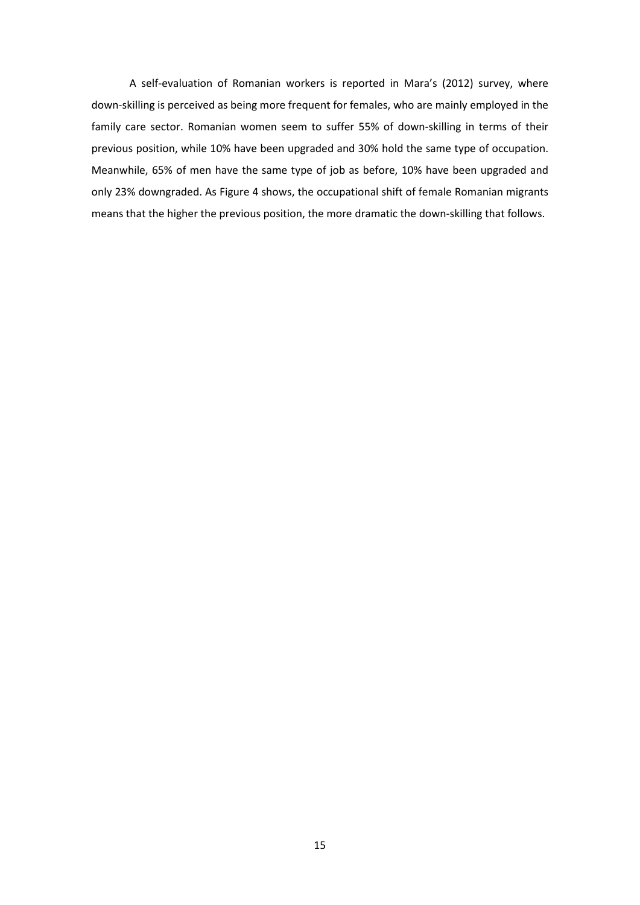A self-evaluation of Romanian workers is reported in Mara's (2012) survey, where down-skilling is perceived as being more frequent for females, who are mainly employed in the family care sector. Romanian women seem to suffer 55% of down-skilling in terms of their previous position, while 10% have been upgraded and 30% hold the same type of occupation. Meanwhile, 65% of men have the same type of job as before, 10% have been upgraded and only 23% downgraded. As Figure 4 shows, the occupational shift of female Romanian migrants means that the higher the previous position, the more dramatic the down-skilling that follows.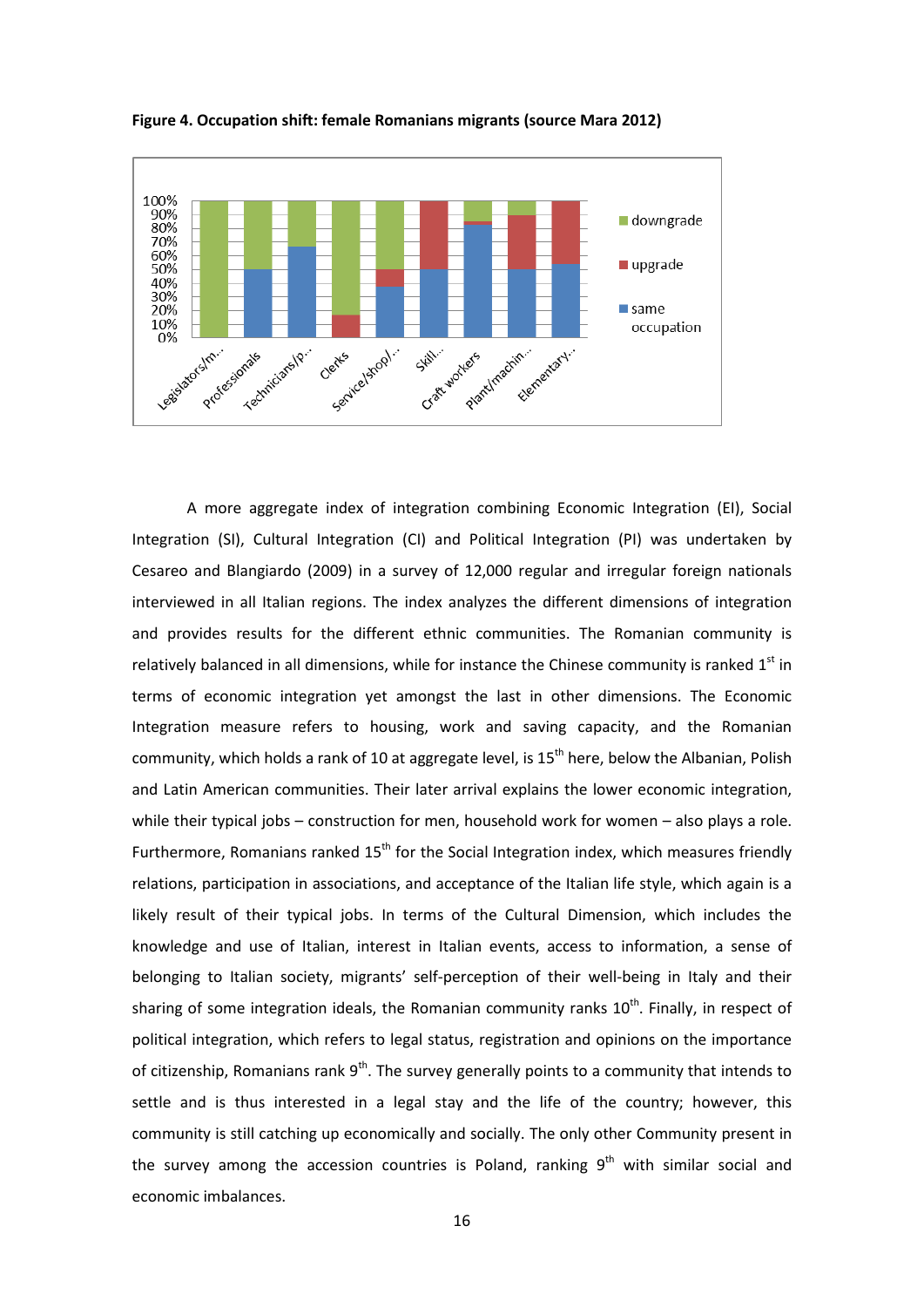**Figure 4. Occupation shift: female Romanians migrants (source Mara 2012)**

A more aggregate index of integration combining Economic Integration (EI), Social Integration (SI), Cultural Integration (CI) and Political Integration (PI) was undertaken by Cesareo and Blangiardo (2009) in a survey of 12,000 regular and irregular foreign nationals interviewed in all Italian regions. The index analyzes the different dimensions of integration and provides results for the different ethnic communities. The Romanian community is relatively balanced in all dimensions, while for instance the Chinese community is ranked 1st in terms of economic integration yet amongst the last in other dimensions. The Economic Integration measure refers to housing, work and saving capacity, and the Romanian community, which holds a rank of 10 at aggregate level, is 15th here, below the Albanian, Polish and Latin American communities. Their later arrival explains the lower economic integration, while their typical jobs – construction for men, household work for women – also plays a role. Furthermore, Romanians ranked 15th for the Social Integration index, which measures friendly relations, participation in associations, and acceptance of the Italian life style, which again is a likely result of their typical jobs. In terms of the Cultural Dimension, which includes the knowledge and use of Italian, interest in Italian events, access to information, a sense of belonging to Italian society, migrants' self-perception of their well-being in Italy and their sharing of some integration ideals, the Romanian community ranks 10th. Finally, in respect of political integration, which refers to legal status, registration and opinions on the importance of citizenship, Romanians rank 9th. The survey generally points to a community that intends to settle and is thus interested in a legal stay and the life of the country; however, this community is still catching up economically and socially. The only other Community present in the survey among the accession countries is Poland, ranking 9th with similar social and economic imbalances.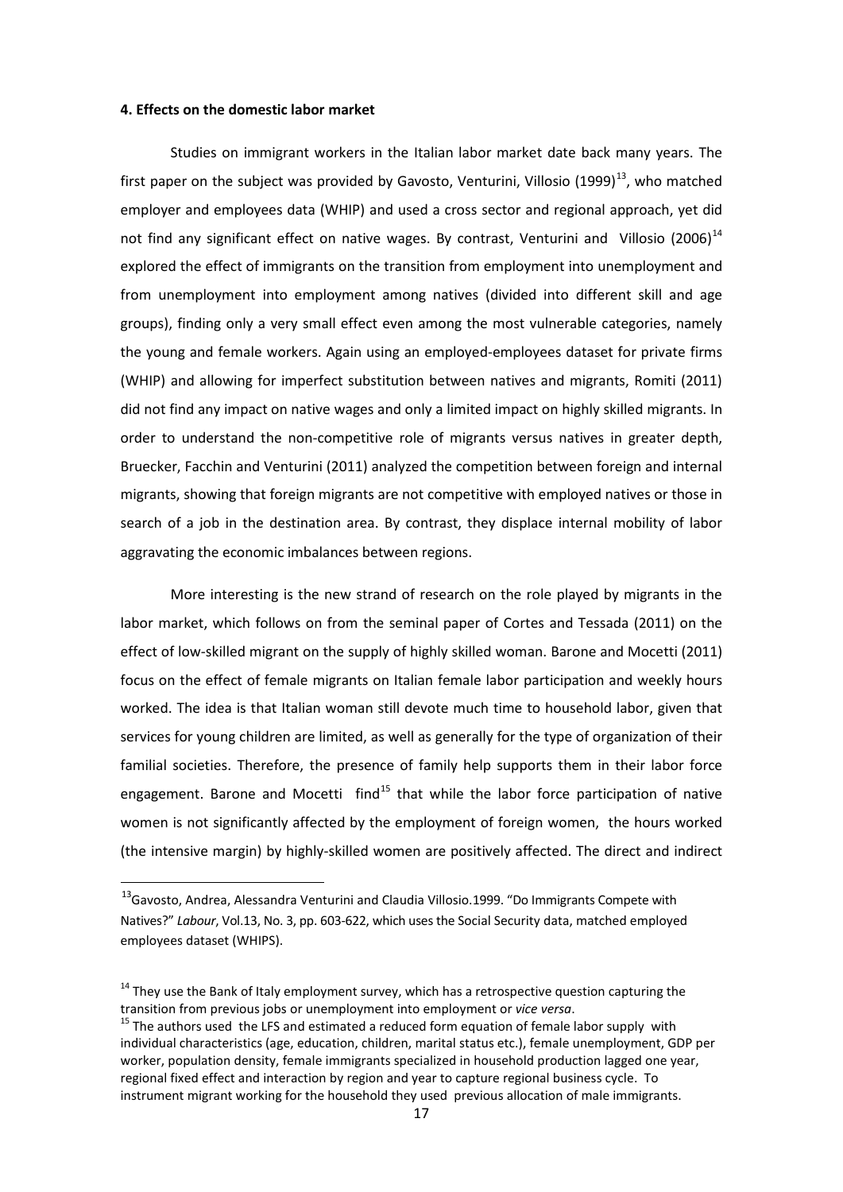#### 4. Effects on the domestic labor market

Studies on immigrant workers in the Italian labor market date back many years. The first paper on the subject was provided by Gavosto, Venturini, Villosio (1999)[13], who matched employer and employees data (WHIP) and used a cross sector and regional approach, yet did not find any significant effect on native wages. By contrast, Venturini and Villosio (2006)[14] explored the effect of immigrants on the transition from employment into unemployment and from unemployment into employment among natives (divided into different skill and age groups), finding only a very small effect even among the most vulnerable categories, namely the young and female workers. Again using an employed-employees dataset for private firms (WHIP) and allowing for imperfect substitution between natives and migrants, Romiti (2011) did not find any impact on native wages and only a limited impact on highly skilled migrants. In order to understand the non-competitive role of migrants versus natives in greater depth, Bruecker, Facchin and Venturini (2011) analyzed the competition between foreign and internal migrants, showing that foreign migrants are not competitive with employed natives or those in search of a job in the destination area. By contrast, they displace internal mobility of labor aggravating the economic imbalances between regions.

More interesting is the new strand of research on the role played by migrants in the labor market, which follows on from the seminal paper of Cortes and Tessada (2011) on the effect of low-skilled migrant on the supply of highly skilled woman. Barone and Mocetti (2011) focus on the effect of female migrants on Italian female labor participation and weekly hours worked. The idea is that Italian woman still devote much time to household labor, given that services for young children are limited, as well as generally for the type of organization of their familial societies. Therefore, the presence of family help supports them in their labor force engagement. Barone and Mocetti find[15] that while the labor force participation of native women is not significantly affected by the employment of foreign women, the hours worked (the intensive margin) by highly-skilled women are positively affected. The direct and indirect

---

[13] Gavosto, Andrea, Alessandra Venturini and Claudia Villosio.1999. "Do Immigrants Compete with Natives?" *Labour*, Vol.13, No. 3, pp. 603-622, which uses the Social Security data, matched employed employees dataset (WHIPS).

[14] They use the Bank of Italy employment survey, which has a retrospective question capturing the transition from previous jobs or unemployment into employment or *vice versa*.

[15] The authors used the LFS and estimated a reduced form equation of female labor supply with individual characteristics (age, education, children, marital status etc.), female unemployment, GDP per worker, population density, female immigrants specialized in household production lagged one year, regional fixed effect and interaction by region and year to capture regional business cycle. To instrument migrant working for the household they used previous allocation of male immigrants.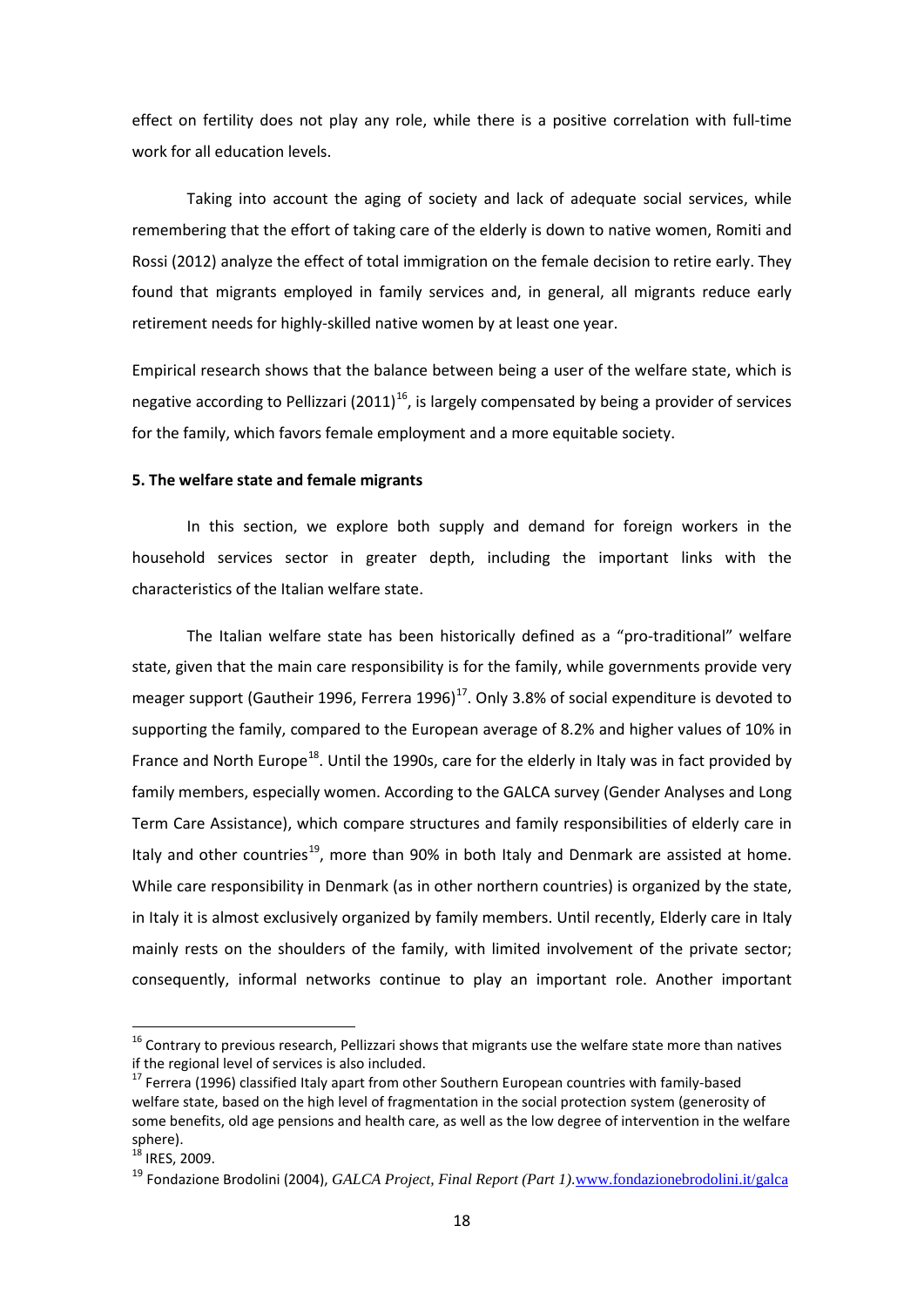effect on fertility does not play any role, while there is a positive correlation with full-time work for all education levels.

Taking into account the aging of society and lack of adequate social services, while remembering that the effort of taking care of the elderly is down to native women, Romiti and Rossi (2012) analyze the effect of total immigration on the female decision to retire early. They found that migrants employed in family services and, in general, all migrants reduce early retirement needs for highly-skilled native women by at least one year.

Empirical research shows that the balance between being a user of the welfare state, which is negative according to Pellizzari (2011)[16], is largely compensated by being a provider of services for the family, which favors female employment and a more equitable society.

### 5. The welfare state and female migrants

In this section, we explore both supply and demand for foreign workers in the household services sector in greater depth, including the important links with the characteristics of the Italian welfare state.

The Italian welfare state has been historically defined as a "pro-traditional" welfare state, given that the main care responsibility is for the family, while governments provide very meager support (Gautheir 1996, Ferrera 1996)[17]. Only 3.8% of social expenditure is devoted to supporting the family, compared to the European average of 8.2% and higher values of 10% in France and North Europe[18]. Until the 1990s, care for the elderly in Italy was in fact provided by family members, especially women. According to the GALCA survey (Gender Analyses and Long Term Care Assistance), which compare structures and family responsibilities of elderly care in Italy and other countries[19], more than 90% in both Italy and Denmark are assisted at home. While care responsibility in Denmark (as in other northern countries) is organized by the state, in Italy it is almost exclusively organized by family members. Until recently, Elderly care in Italy mainly rests on the shoulders of the family, with limited involvement of the private sector; consequently, informal networks continue to play an important role. Another important

---

[16] Contrary to previous research, Pellizzari shows that migrants use the welfare state more than natives if the regional level of services is also included.

[17] Ferrera (1996) classified Italy apart from other Southern European countries with family-based welfare state, based on the high level of fragmentation in the social protection system (generosity of some benefits, old age pensions and health care, as well as the low degree of intervention in the welfare sphere).

[18] IRES, 2009.

[19] Fondazione Brodolini (2004), *GALCA Project, Final Report (Part 1)*.www.fondazionebrodolini.it/galca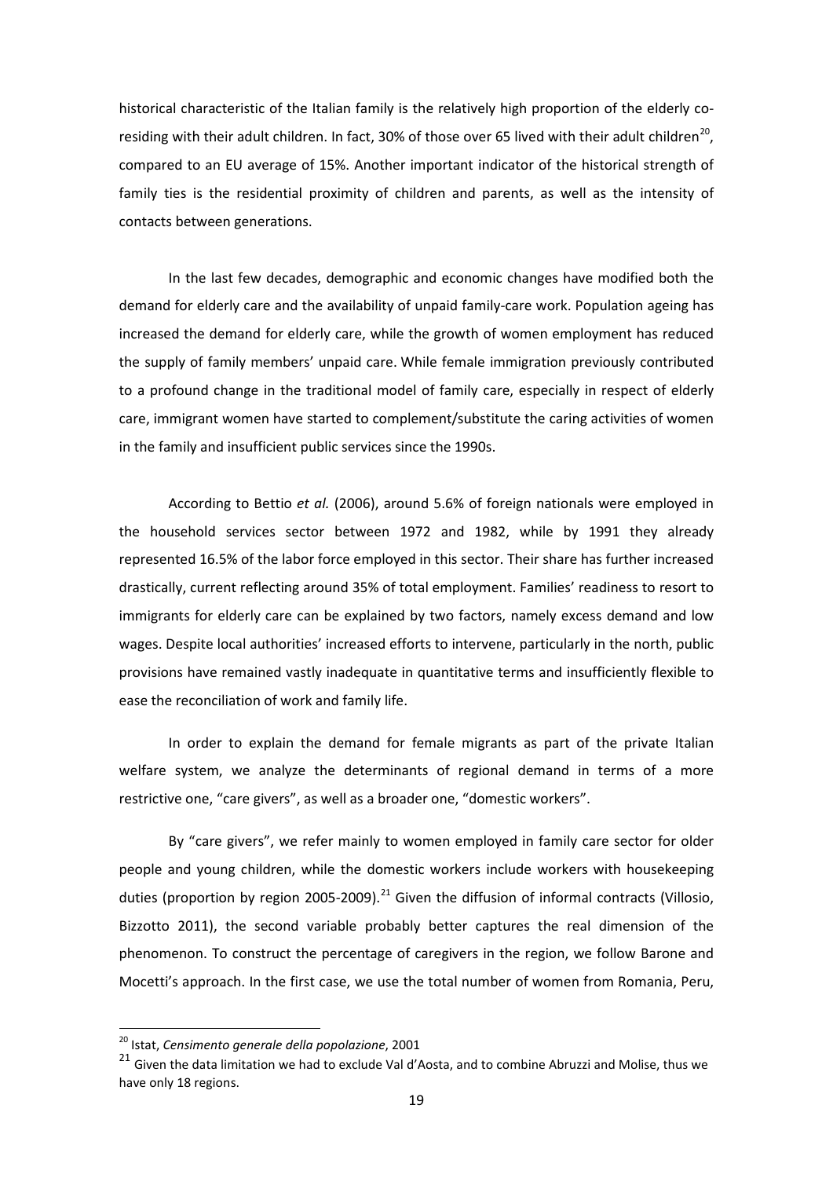historical characteristic of the Italian family is the relatively high proportion of the elderly co-residing with their adult children. In fact, 30% of those over 65 lived with their adult children[20], compared to an EU average of 15%. Another important indicator of the historical strength of family ties is the residential proximity of children and parents, as well as the intensity of contacts between generations.

In the last few decades, demographic and economic changes have modified both the demand for elderly care and the availability of unpaid family-care work. Population ageing has increased the demand for elderly care, while the growth of women employment has reduced the supply of family members' unpaid care. While female immigration previously contributed to a profound change in the traditional model of family care, especially in respect of elderly care, immigrant women have started to complement/substitute the caring activities of women in the family and insufficient public services since the 1990s.

According to Bettio *et al.* (2006), around 5.6% of foreign nationals were employed in the household services sector between 1972 and 1982, while by 1991 they already represented 16.5% of the labor force employed in this sector. Their share has further increased drastically, current reflecting around 35% of total employment. Families' readiness to resort to immigrants for elderly care can be explained by two factors, namely excess demand and low wages. Despite local authorities' increased efforts to intervene, particularly in the north, public provisions have remained vastly inadequate in quantitative terms and insufficiently flexible to ease the reconciliation of work and family life.

In order to explain the demand for female migrants as part of the private Italian welfare system, we analyze the determinants of regional demand in terms of a more restrictive one, "care givers", as well as a broader one, "domestic workers".

By "care givers", we refer mainly to women employed in family care sector for older people and young children, while the domestic workers include workers with housekeeping duties (proportion by region 2005-2009).[21] Given the diffusion of informal contracts (Villosio, Bizzotto 2011), the second variable probably better captures the real dimension of the phenomenon. To construct the percentage of caregivers in the region, we follow Barone and Mocetti's approach. In the first case, we use the total number of women from Romania, Peru,

[20] Istat, *Censimento generale della popolazione*, 2001

[21] Given the data limitation we had to exclude Val d'Aosta, and to combine Abruzzi and Molise, thus we have only 18 regions.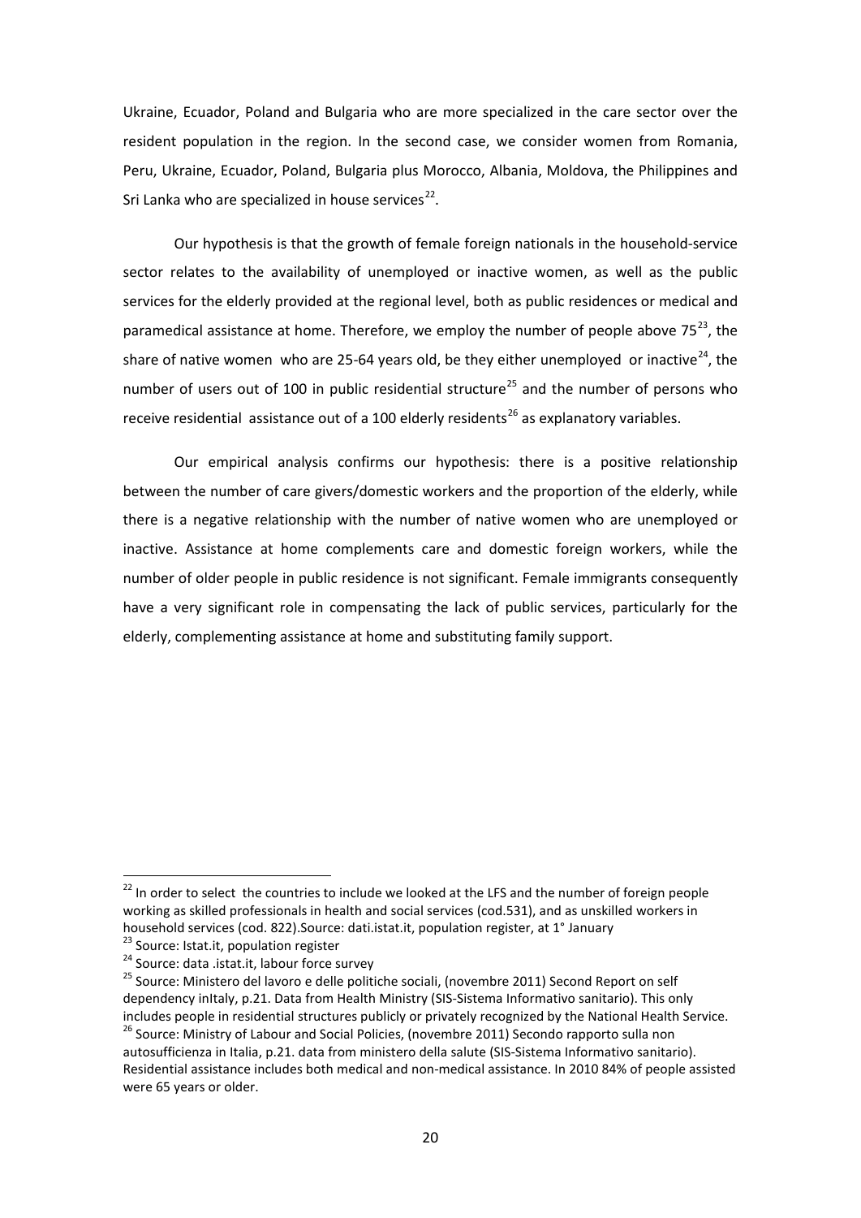Ukraine, Ecuador, Poland and Bulgaria who are more specialized in the care sector over the resident population in the region. In the second case, we consider women from Romania, Peru, Ukraine, Ecuador, Poland, Bulgaria plus Morocco, Albania, Moldova, the Philippines and Sri Lanka who are specialized in house services[22].

Our hypothesis is that the growth of female foreign nationals in the household-service sector relates to the availability of unemployed or inactive women, as well as the public services for the elderly provided at the regional level, both as public residences or medical and paramedical assistance at home. Therefore, we employ the number of people above 75[23], the share of native women who are 25-64 years old, be they either unemployed or inactive[24], the number of users out of 100 in public residential structure[25] and the number of persons who receive residential assistance out of a 100 elderly residents[26] as explanatory variables.

Our empirical analysis confirms our hypothesis: there is a positive relationship between the number of care givers/domestic workers and the proportion of the elderly, while there is a negative relationship with the number of native women who are unemployed or inactive. Assistance at home complements care and domestic foreign workers, while the number of older people in public residence is not significant. Female immigrants consequently have a very significant role in compensating the lack of public services, particularly for the elderly, complementing assistance at home and substituting family support.

---

[22] In order to select the countries to include we looked at the LFS and the number of foreign people working as skilled professionals in health and social services (cod.531), and as unskilled workers in household services (cod. 822).Source: dati.istat.it, population register, at 1° January

[23] Source: Istat.it, population register

[24] Source: data .istat.it, labour force survey

[25] Source: Ministero del lavoro e delle politiche sociali, (novembre 2011) Second Report on self dependency inItaly, p.21. Data from Health Ministry (SIS-Sistema Informativo sanitario). This only includes people in residential structures publicly or privately recognized by the National Health Service.

[26] Source: Ministry of Labour and Social Policies, (novembre 2011) Secondo rapporto sulla non autosufficienza in Italia, p.21. data from ministero della salute (SIS-Sistema Informativo sanitario). Residential assistance includes both medical and non-medical assistance. In 2010 84% of people assisted were 65 years or older.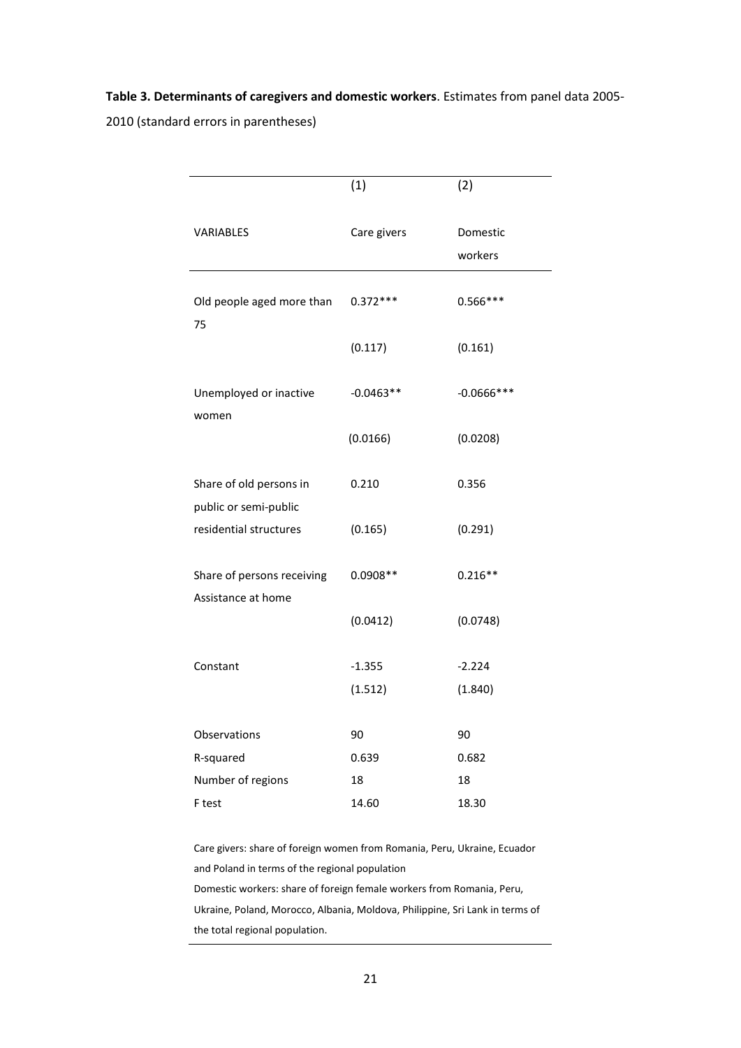**Table 3. Determinants of caregivers and domestic workers**. Estimates from panel data 2005-2010 (standard errors in parentheses)

| | (1) | (2) |
|---|---|---|
| VARIABLES | Care givers | Domestic workers |
| Old people aged more than 75 | 0.372*** | 0.566*** |
| | (0.117) | (0.161) |
| Unemployed or inactive women | -0.0463** | -0.0666*** |
| | (0.0166) | (0.0208) |
| Share of old persons in public or semi-public residential structures | 0.210 | 0.356 |
| | (0.165) | (0.291) |
| Share of persons receiving Assistance at home | 0.0908** | 0.216** |
| | (0.0412) | (0.0748) |
| Constant | -1.355 | -2.224 |
| | (1.512) | (1.840) |
| Observations | 90 | 90 |
| R-squared | 0.639 | 0.682 |
| Number of regions | 18 | 18 |
| F test | 14.60 | 18.30 |

Care givers: share of foreign women from Romania, Peru, Ukraine, Ecuador and Poland in terms of the regional population
Domestic workers: share of foreign female workers from Romania, Peru, Ukraine, Poland, Morocco, Albania, Moldova, Philippine, Sri Lank in terms of the total regional population.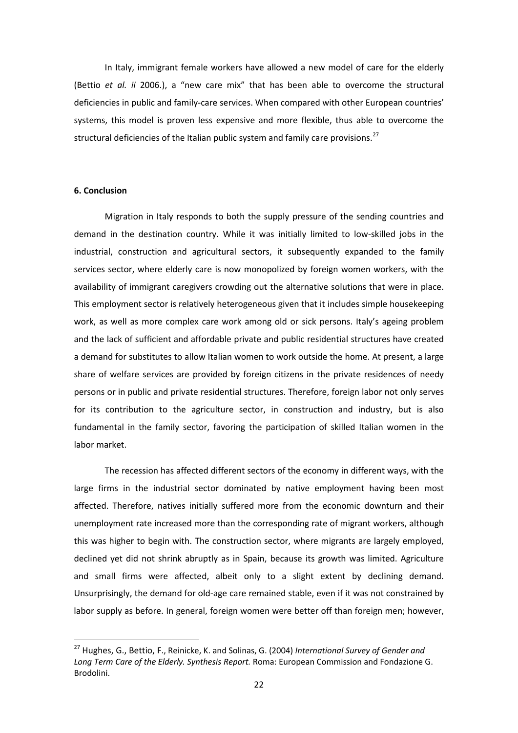In Italy, immigrant female workers have allowed a new model of care for the elderly (Bettio *et al. ii* 2006.), a "new care mix" that has been able to overcome the structural deficiencies in public and family-care services. When compared with other European countries' systems, this model is proven less expensive and more flexible, thus able to overcome the structural deficiencies of the Italian public system and family care provisions.[27]

**6. Conclusion**

Migration in Italy responds to both the supply pressure of the sending countries and demand in the destination country. While it was initially limited to low-skilled jobs in the industrial, construction and agricultural sectors, it subsequently expanded to the family services sector, where elderly care is now monopolized by foreign women workers, with the availability of immigrant caregivers crowding out the alternative solutions that were in place. This employment sector is relatively heterogeneous given that it includes simple housekeeping work, as well as more complex care work among old or sick persons. Italy's ageing problem and the lack of sufficient and affordable private and public residential structures have created a demand for substitutes to allow Italian women to work outside the home. At present, a large share of welfare services are provided by foreign citizens in the private residences of needy persons or in public and private residential structures. Therefore, foreign labor not only serves for its contribution to the agriculture sector, in construction and industry, but is also fundamental in the family sector, favoring the participation of skilled Italian women in the labor market.

The recession has affected different sectors of the economy in different ways, with the large firms in the industrial sector dominated by native employment having been most affected. Therefore, natives initially suffered more from the economic downturn and their unemployment rate increased more than the corresponding rate of migrant workers, although this was higher to begin with. The construction sector, where migrants are largely employed, declined yet did not shrink abruptly as in Spain, because its growth was limited. Agriculture and small firms were affected, albeit only to a slight extent by declining demand. Unsurprisingly, the demand for old-age care remained stable, even if it was not constrained by labor supply as before. In general, foreign women were better off than foreign men; however,

[27] Hughes, G., Bettio, F., Reinicke, K. and Solinas, G. (2004) *International Survey of Gender and Long Term Care of the Elderly. Synthesis Report.* Roma: European Commission and Fondazione G. Brodolini.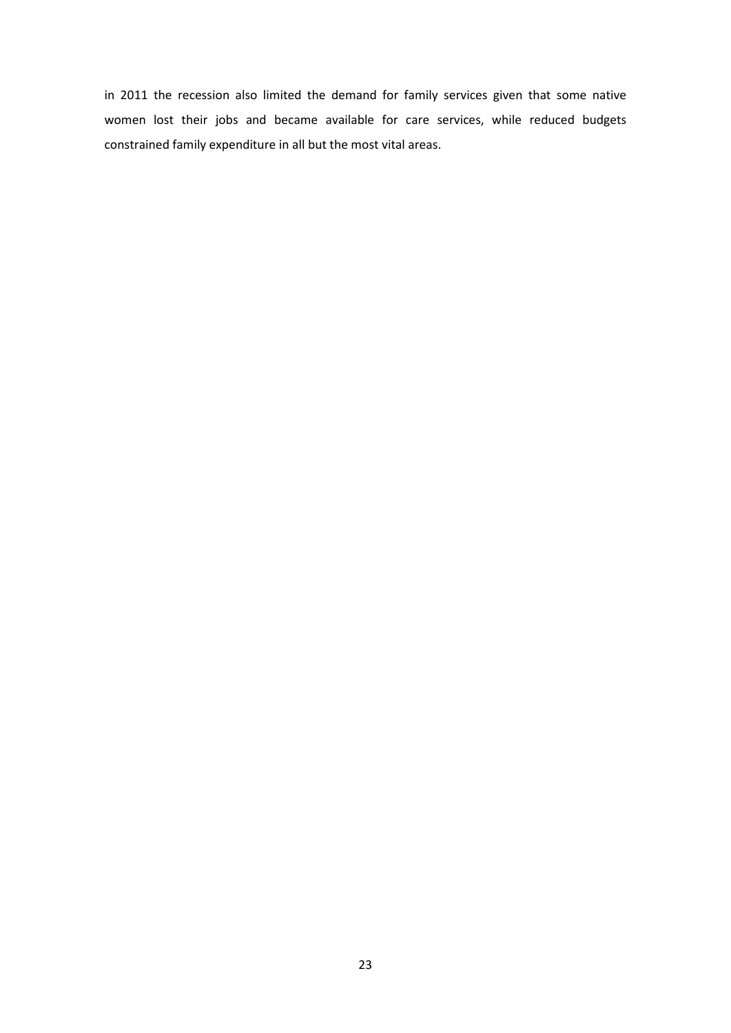in 2011 the recession also limited the demand for family services given that some native women lost their jobs and became available for care services, while reduced budgets constrained family expenditure in all but the most vital areas.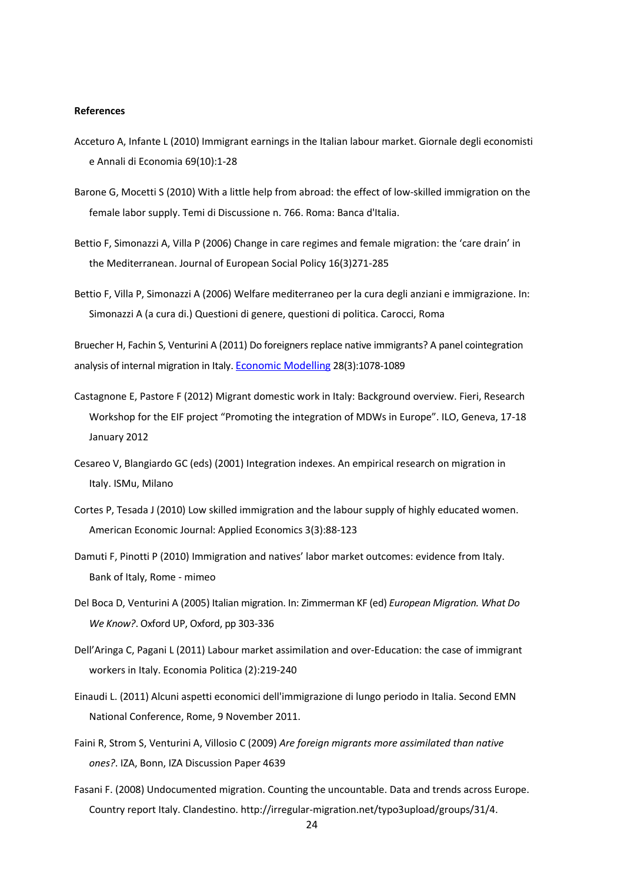**References**

Acceturo A, Infante L (2010) Immigrant earnings in the Italian labour market. Giornale degli economisti e Annali di Economia 69(10):1-28

Barone G, Mocetti S (2010) With a little help from abroad: the effect of low-skilled immigration on the female labor supply. Temi di Discussione n. 766. Roma: Banca d'Italia.

Bettio F, Simonazzi A, Villa P (2006) Change in care regimes and female migration: the 'care drain' in the Mediterranean. Journal of European Social Policy 16(3)271-285

Bettio F, Villa P, Simonazzi A (2006) Welfare mediterraneo per la cura degli anziani e immigrazione. In: Simonazzi A (a cura di.) Questioni di genere, questioni di politica. Carocci, Roma

Bruecher H, Fachin S, Venturini A (2011) Do foreigners replace native immigrants? A panel cointegration analysis of internal migration in Italy. Economic Modelling 28(3):1078-1089

Castagnone E, Pastore F (2012) Migrant domestic work in Italy: Background overview. Fieri, Research Workshop for the EIF project "Promoting the integration of MDWs in Europe". ILO, Geneva, 17-18 January 2012

Cesareo V, Blangiardo GC (eds) (2001) Integration indexes. An empirical research on migration in Italy. ISMu, Milano

Cortes P, Tesada J (2010) Low skilled immigration and the labour supply of highly educated women. American Economic Journal: Applied Economics 3(3):88-123

Damuti F, Pinotti P (2010) Immigration and natives' labor market outcomes: evidence from Italy. Bank of Italy, Rome - mimeo

Del Boca D, Venturini A (2005) Italian migration. In: Zimmerman KF (ed) *European Migration. What Do We Know?*. Oxford UP, Oxford, pp 303-336

Dell'Aringa C, Pagani L (2011) Labour market assimilation and over-Education: the case of immigrant workers in Italy. Economia Politica (2):219-240

Einaudi L. (2011) Alcuni aspetti economici dell'immigrazione di lungo periodo in Italia. Second EMN National Conference, Rome, 9 November 2011.

Faini R, Strom S, Venturini A, Villosio C (2009) *Are foreign migrants more assimilated than native ones?*. IZA, Bonn, IZA Discussion Paper 4639

Fasani F. (2008) Undocumented migration. Counting the uncountable. Data and trends across Europe. Country report Italy. Clandestino. http://irregular-migration.net/typo3upload/groups/31/4.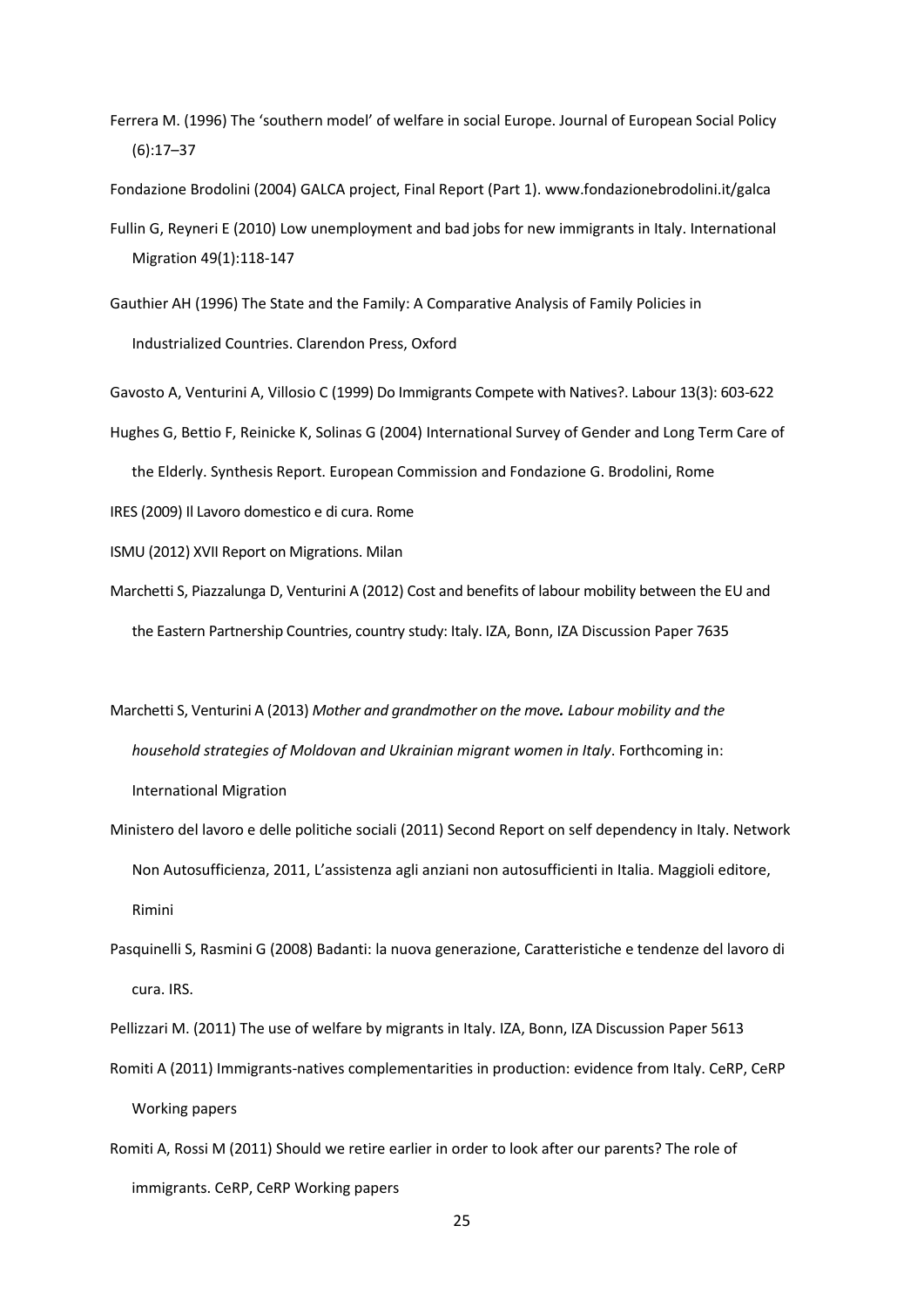Ferrera M. (1996) The 'southern model' of welfare in social Europe. Journal of European Social Policy (6):17–37

Fondazione Brodolini (2004) GALCA project, Final Report (Part 1). www.fondazionebrodolini.it/galca

Fullin G, Reyneri E (2010) Low unemployment and bad jobs for new immigrants in Italy. International Migration 49(1):118-147

Gauthier AH (1996) The State and the Family: A Comparative Analysis of Family Policies in Industrialized Countries. Clarendon Press, Oxford

Gavosto A, Venturini A, Villosio C (1999) Do Immigrants Compete with Natives?. Labour 13(3): 603-622

Hughes G, Bettio F, Reinicke K, Solinas G (2004) International Survey of Gender and Long Term Care of the Elderly. Synthesis Report. European Commission and Fondazione G. Brodolini, Rome

IRES (2009) Il Lavoro domestico e di cura. Rome

ISMU (2012) XVII Report on Migrations. Milan

Marchetti S, Piazzalunga D, Venturini A (2012) Cost and benefits of labour mobility between the EU and the Eastern Partnership Countries, country study: Italy. IZA, Bonn, IZA Discussion Paper 7635

Marchetti S, Venturini A (2013) *Mother and grandmother on the move. Labour mobility and the household strategies of Moldovan and Ukrainian migrant women in Italy*. Forthcoming in: International Migration

Ministero del lavoro e delle politiche sociali (2011) Second Report on self dependency in Italy. Network Non Autosufficienza, 2011, L'assistenza agli anziani non autosufficienti in Italia. Maggioli editore, Rimini

Pasquinelli S, Rasmini G (2008) Badanti: la nuova generazione, Caratteristiche e tendenze del lavoro di cura. IRS.

Pellizzari M. (2011) The use of welfare by migrants in Italy. IZA, Bonn, IZA Discussion Paper 5613

Romiti A (2011) Immigrants-natives complementarities in production: evidence from Italy. CeRP, CeRP Working papers

Romiti A, Rossi M (2011) Should we retire earlier in order to look after our parents? The role of immigrants. CeRP, CeRP Working papers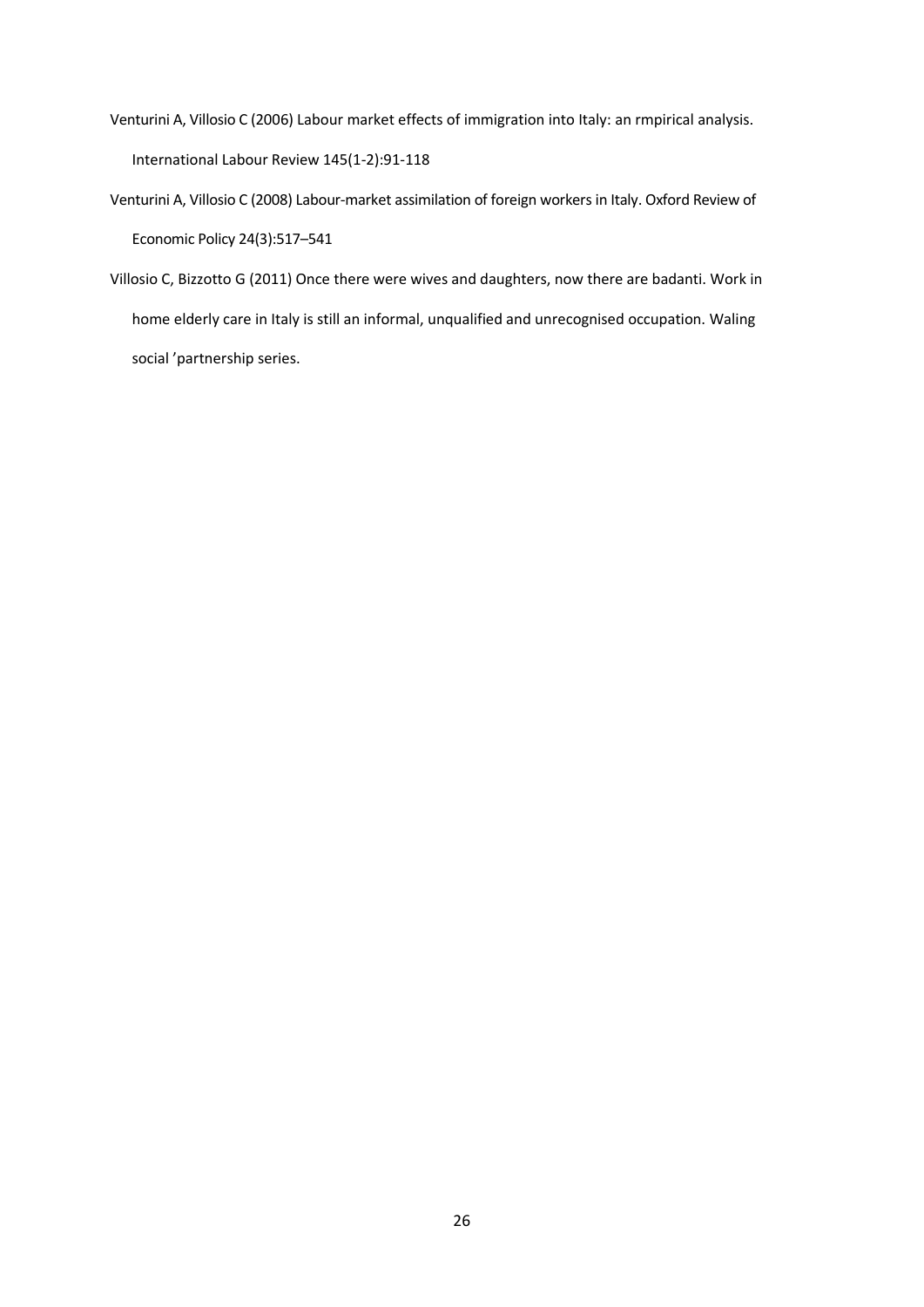Venturini A, Villosio C (2006) Labour market effects of immigration into Italy: an rmpirical analysis. International Labour Review 145(1-2):91-118

Venturini A, Villosio C (2008) Labour-market assimilation of foreign workers in Italy. Oxford Review of Economic Policy 24(3):517–541

Villosio C, Bizzotto G (2011) Once there were wives and daughters, now there are badanti. Work in home elderly care in Italy is still an informal, unqualified and unrecognised occupation. Waling social 'partnership series.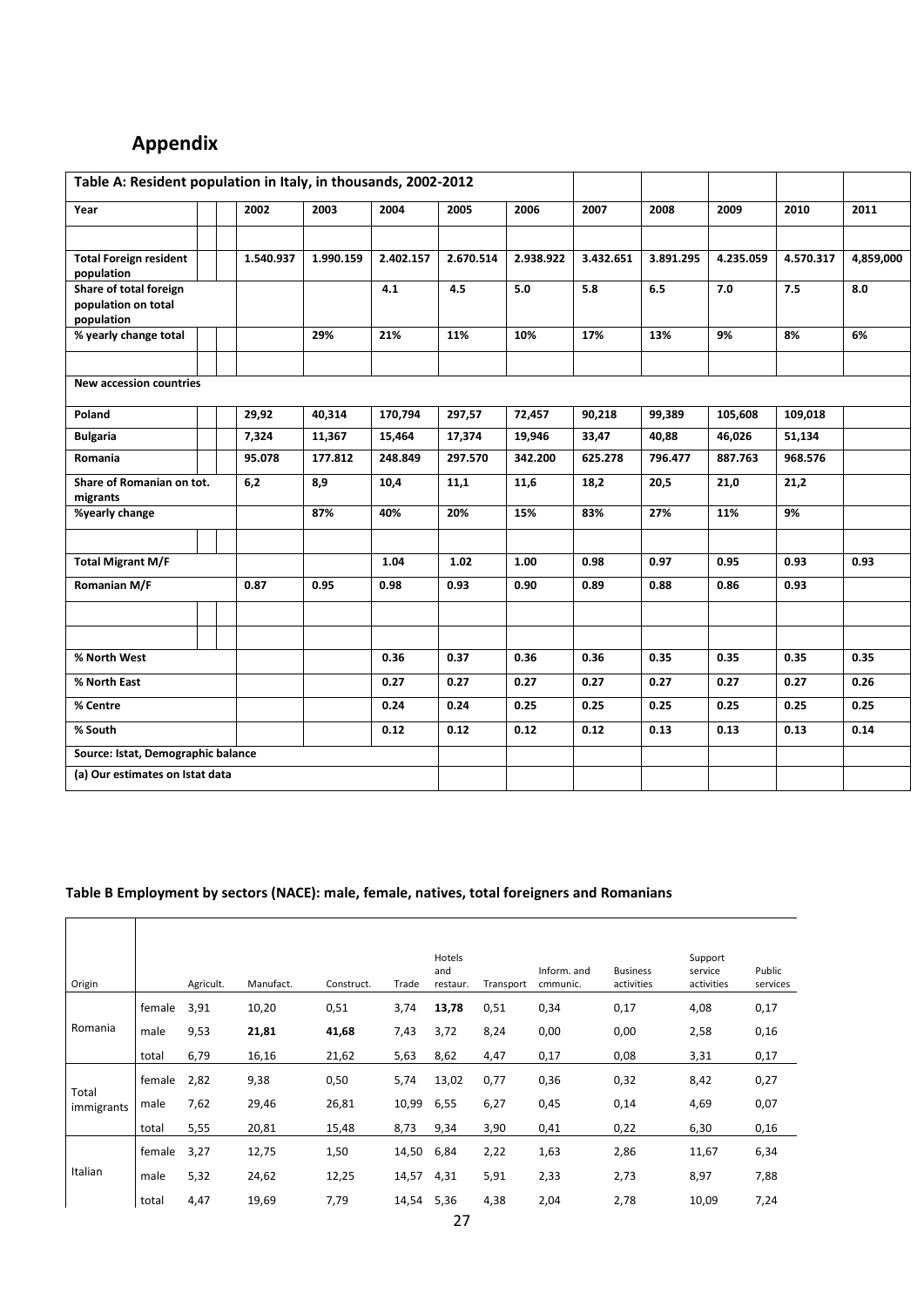# Appendix

| Table A: Resident population in Italy, in thousands, 2002-2012 | | | | | | | | | | |
|---|---|---|---|---|---|---|---|---|---|---|
| **Year** | **2002** | **2003** | **2004** | **2005** | **2006** | **2007** | **2008** | **2009** | **2010** | **2011** |
| | | | | | | | | | | |
| **Total Foreign resident population** | **1.540.937** | **1.990.159** | **2.402.157** | **2.670.514** | **2.938.922** | **3.432.651** | **3.891.295** | **4.235.059** | **4.570.317** | **4,859,000** |
| **Share of total foreign population on total population** | | | **4.1** | **4.5** | **5.0** | **5.8** | **6.5** | **7.0** | **7.5** | **8.0** |
| **% yearly change total** | | **29%** | **21%** | **11%** | **10%** | **17%** | **13%** | **9%** | **8%** | **6%** |
| | | | | | | | | | | |
| **New accession countries** | | | | | | | | | | |
| **Poland** | **29,92** | **40,314** | **170,794** | **297,57** | **72,457** | **90,218** | **99,389** | **105,608** | **109,018** | |
| **Bulgaria** | **7,324** | **11,367** | **15,464** | **17,374** | **19,946** | **33,47** | **40,88** | **46,026** | **51,134** | |
| **Romania** | **95.078** | **177.812** | **248.849** | **297.570** | **342.200** | **625.278** | **796.477** | **887.763** | **968.576** | |
| **Share of Romanian on tot. migrants** | **6,2** | **8,9** | **10,4** | **11,1** | **11,6** | **18,2** | **20,5** | **21,0** | **21,2** | |
| **%yearly change** | | **87%** | **40%** | **20%** | **15%** | **83%** | **27%** | **11%** | **9%** | |
| | | | | | | | | | | |
| **Total Migrant M/F** | | | **1.04** | **1.02** | **1.00** | **0.98** | **0.97** | **0.95** | **0.93** | **0.93** |
| **Romanian M/F** | **0.87** | **0.95** | **0.98** | **0.93** | **0.90** | **0.89** | **0.88** | **0.86** | **0.93** | |
| | | | | | | | | | | |
| | | | | | | | | | | |
| **% North West** | | | **0.36** | **0.37** | **0.36** | **0.36** | **0.35** | **0.35** | **0.35** | **0.35** |
| **% North East** | | | **0.27** | **0.27** | **0.27** | **0.27** | **0.27** | **0.27** | **0.27** | **0.26** |
| **% Centre** | | | **0.24** | **0.24** | **0.25** | **0.25** | **0.25** | **0.25** | **0.25** | **0.25** |
| **% South** | | | **0.12** | **0.12** | **0.12** | **0.12** | **0.13** | **0.13** | **0.13** | **0.14** |
| **Source: Istat, Demographic balance** | | | | | | | | | | |
| **(a) Our estimates on Istat data** | | | | | | | | | | |

**Table B Employment by sectors (NACE): male, female, natives, total foreigners and Romanians**

| Origin | | Agricult. | Manufact. | Construct. | Trade | Hotels and restaur. | Transport | Inform. and cmmunic. | Business activities | Support service activities | Public services |
|---|---|---|---|---|---|---|---|---|---|---|---|
| Romania | female | 3,91 | 10,20 | 0,51 | 3,74 | **13,78** | 0,51 | 0,34 | 0,17 | 4,08 | 0,17 |
| | male | 9,53 | **21,81** | **41,68** | 7,43 | 3,72 | 8,24 | 0,00 | 0,00 | 2,58 | 0,16 |
| | total | 6,79 | 16,16 | 21,62 | 5,63 | 8,62 | 4,47 | 0,17 | 0,08 | 3,31 | 0,17 |
| Total immigrants | female | 2,82 | 9,38 | 0,50 | 5,74 | 13,02 | 0,77 | 0,36 | 0,32 | 8,42 | 0,27 |
| | male | 7,62 | 29,46 | 26,81 | 10,99 | 6,55 | 6,27 | 0,45 | 0,14 | 4,69 | 0,07 |
| | total | 5,55 | 20,81 | 15,48 | 8,73 | 9,34 | 3,90 | 0,41 | 0,22 | 6,30 | 0,16 |
| Italian | female | 3,27 | 12,75 | 1,50 | 14,50 | 6,84 | 2,22 | 1,63 | 2,86 | 11,67 | 6,34 |
| | male | 5,32 | 24,62 | 12,25 | 14,57 | 4,31 | 5,91 | 2,33 | 2,73 | 8,97 | 7,88 |
| | total | 4,47 | 19,69 | 7,79 | 14,54 | 5,36 | 4,38 | 2,04 | 2,78 | 10,09 | 7,24 |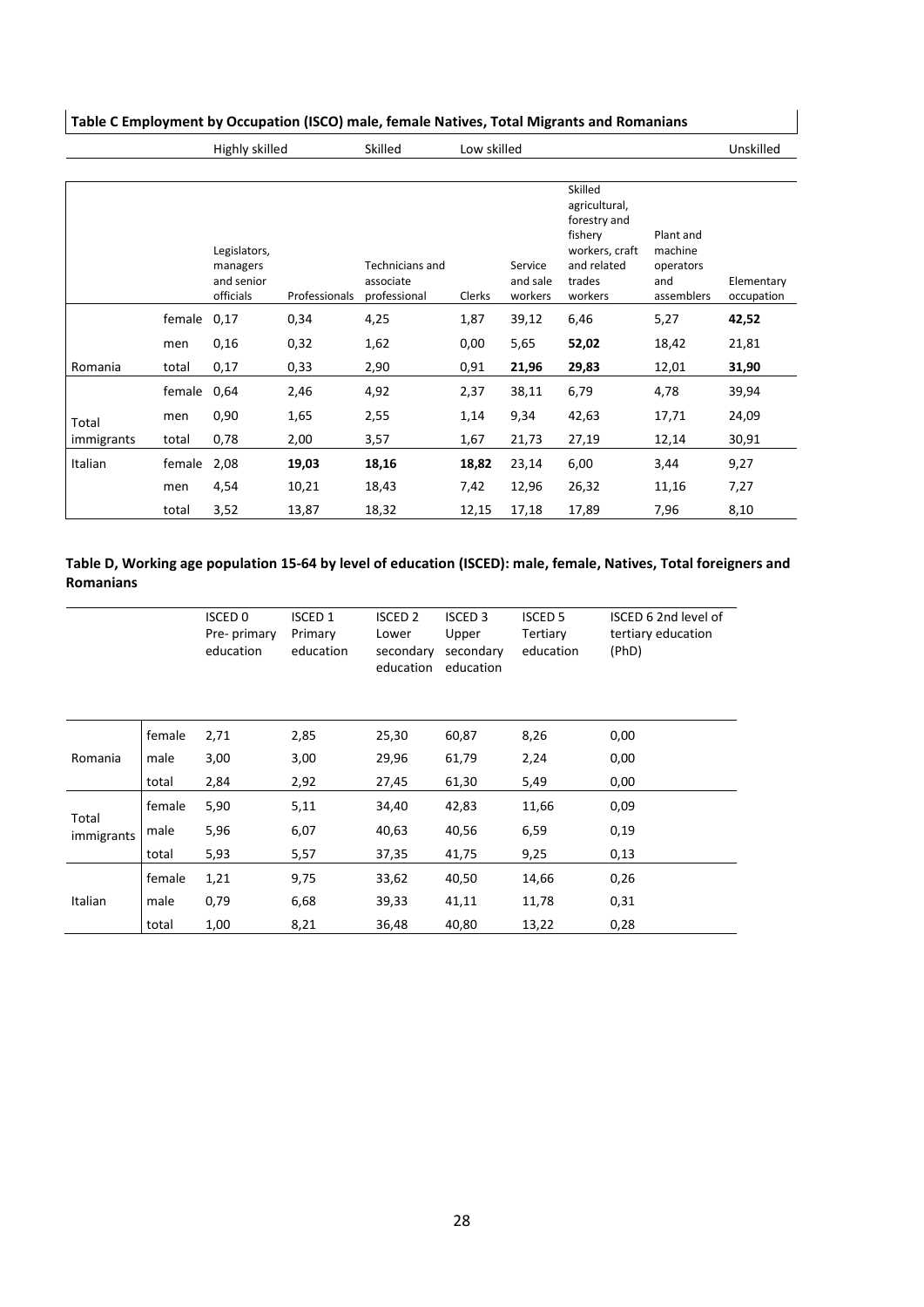**Table C Employment by Occupation (ISCO) male, female Natives, Total Migrants and Romanians**

| | | Highly skilled | | Skilled | Low skilled | | | | Unskilled |
|---|---|---|---|---|---|---|---|---|---|
| | | Legislators, managers and senior officials | Professionals | Technicians and associate professional | Clerks | Service and sale workers | Skilled agricultural, forestry and fishery workers, craft and related trades workers | Plant and machine operators and assemblers | Elementary occupation |
| | female | 0,17 | 0,34 | 4,25 | 1,87 | 39,12 | 6,46 | 5,27 | **42,52** |
| | men | 0,16 | 0,32 | 1,62 | 0,00 | 5,65 | **52,02** | 18,42 | 21,81 |
| Romania | total | 0,17 | 0,33 | 2,90 | 0,91 | **21,96** | **29,83** | 12,01 | **31,90** |
| | female | 0,64 | 2,46 | 4,92 | 2,37 | 38,11 | 6,79 | 4,78 | 39,94 |
| Total immigrants | men | 0,90 | 1,65 | 2,55 | 1,14 | 9,34 | 42,63 | 17,71 | 24,09 |
| | total | 0,78 | 2,00 | 3,57 | 1,67 | 21,73 | 27,19 | 12,14 | 30,91 |
| Italian | female | 2,08 | **19,03** | **18,16** | **18,82** | 23,14 | 6,00 | 3,44 | 9,27 |
| | men | 4,54 | 10,21 | 18,43 | 7,42 | 12,96 | 26,32 | 11,16 | 7,27 |
| | total | 3,52 | 13,87 | 18,32 | 12,15 | 17,18 | 17,89 | 7,96 | 8,10 |

**Table D, Working age population 15-64 by level of education (ISCED): male, female, Natives, Total foreigners and Romanians**

| | | ISCED 0 Pre- primary education | ISCED 1 Primary education | ISCED 2 Lower secondary education | ISCED 3 Upper secondary education | ISCED 5 Tertiary education | ISCED 6 2nd level of tertiary education (PhD) |
|---|---|---|---|---|---|---|---|
| | female | 2,71 | 2,85 | 25,30 | 60,87 | 8,26 | 0,00 |
| Romania | male | 3,00 | 3,00 | 29,96 | 61,79 | 2,24 | 0,00 |
| | total | 2,84 | 2,92 | 27,45 | 61,30 | 5,49 | 0,00 |
| Total immigrants | female | 5,90 | 5,11 | 34,40 | 42,83 | 11,66 | 0,09 |
| | male | 5,96 | 6,07 | 40,63 | 40,56 | 6,59 | 0,19 |
| | total | 5,93 | 5,57 | 37,35 | 41,75 | 9,25 | 0,13 |
| | female | 1,21 | 9,75 | 33,62 | 40,50 | 14,66 | 0,26 |
| Italian | male | 0,79 | 6,68 | 39,33 | 41,11 | 11,78 | 0,31 |
| | total | 1,00 | 8,21 | 36,48 | 40,80 | 13,22 | 0,28 |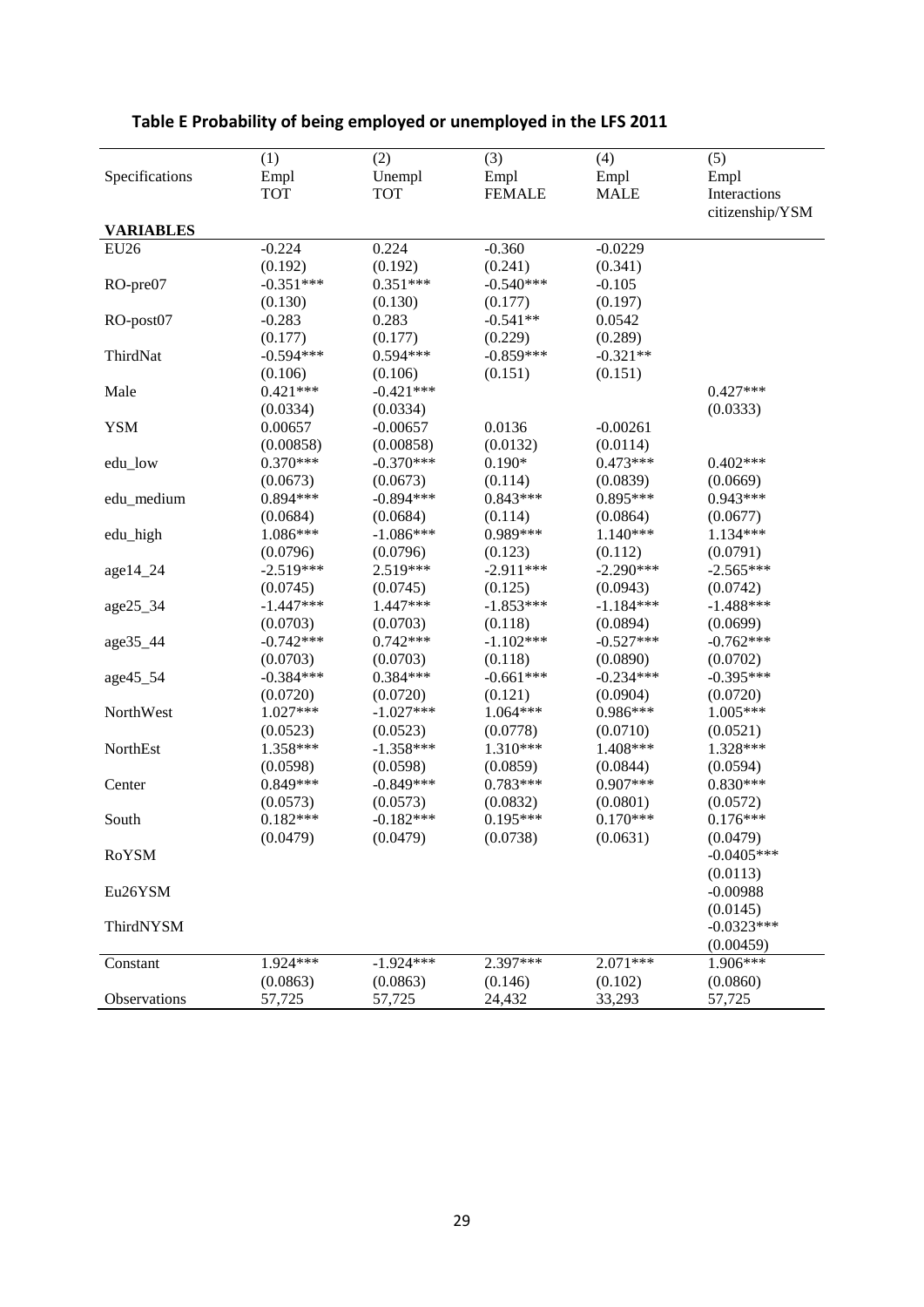## Table E Probability of being employed or unemployed in the LFS 2011

| | (1) | (2) | (3) | (4) | (5) |
|---|---|---|---|---|---|
| Specifications | Empl TOT | Unempl TOT | Empl FEMALE | Empl MALE | Empl Interactions citizenship/YSM |
| **VARIABLES** | | | | | |
| EU26 | -0.224 | 0.224 | -0.360 | -0.0229 | |
| | (0.192) | (0.192) | (0.241) | (0.341) | |
| RO-pre07 | -0.351*** | 0.351*** | -0.540*** | -0.105 | |
| | (0.130) | (0.130) | (0.177) | (0.197) | |
| RO-post07 | -0.283 | 0.283 | -0.541** | 0.0542 | |
| | (0.177) | (0.177) | (0.229) | (0.289) | |
| ThirdNat | -0.594*** | 0.594*** | -0.859*** | -0.321** | |
| | (0.106) | (0.106) | (0.151) | (0.151) | |
| Male | 0.421*** | -0.421*** | | | 0.427*** |
| | (0.0334) | (0.0334) | | | (0.0333) |
| YSM | 0.00657 | -0.00657 | 0.0136 | -0.00261 | |
| | (0.00858) | (0.00858) | (0.0132) | (0.0114) | |
| edu_low | 0.370*** | -0.370*** | 0.190* | 0.473*** | 0.402*** |
| | (0.0673) | (0.0673) | (0.114) | (0.0839) | (0.0669) |
| edu_medium | 0.894*** | -0.894*** | 0.843*** | 0.895*** | 0.943*** |
| | (0.0684) | (0.0684) | (0.114) | (0.0864) | (0.0677) |
| edu_high | 1.086*** | -1.086*** | 0.989*** | 1.140*** | 1.134*** |
| | (0.0796) | (0.0796) | (0.123) | (0.112) | (0.0791) |
| age14_24 | -2.519*** | 2.519*** | -2.911*** | -2.290*** | -2.565*** |
| | (0.0745) | (0.0745) | (0.125) | (0.0943) | (0.0742) |
| age25_34 | -1.447*** | 1.447*** | -1.853*** | -1.184*** | -1.488*** |
| | (0.0703) | (0.0703) | (0.118) | (0.0894) | (0.0699) |
| age35_44 | -0.742*** | 0.742*** | -1.102*** | -0.527*** | -0.762*** |
| | (0.0703) | (0.0703) | (0.118) | (0.0890) | (0.0702) |
| age45_54 | -0.384*** | 0.384*** | -0.661*** | -0.234*** | -0.395*** |
| | (0.0720) | (0.0720) | (0.121) | (0.0904) | (0.0720) |
| NorthWest | 1.027*** | -1.027*** | 1.064*** | 0.986*** | 1.005*** |
| | (0.0523) | (0.0523) | (0.0778) | (0.0710) | (0.0521) |
| NorthEst | 1.358*** | -1.358*** | 1.310*** | 1.408*** | 1.328*** |
| | (0.0598) | (0.0598) | (0.0859) | (0.0844) | (0.0594) |
| Center | 0.849*** | -0.849*** | 0.783*** | 0.907*** | 0.830*** |
| | (0.0573) | (0.0573) | (0.0832) | (0.0801) | (0.0572) |
| South | 0.182*** | -0.182*** | 0.195*** | 0.170*** | 0.176*** |
| | (0.0479) | (0.0479) | (0.0738) | (0.0631) | (0.0479) |
| RoYSM | | | | | -0.0405*** |
| | | | | | (0.0113) |
| Eu26YSM | | | | | -0.00988 |
| | | | | | (0.0145) |
| ThirdNYSM | | | | | -0.0323*** |
| | | | | | (0.00459) |
| Constant | 1.924*** | -1.924*** | 2.397*** | 2.071*** | 1.906*** |
| | (0.0863) | (0.0863) | (0.146) | (0.102) | (0.0860) |
| Observations | 57,725 | 57,725 | 24,432 | 33,293 | 57,725 |